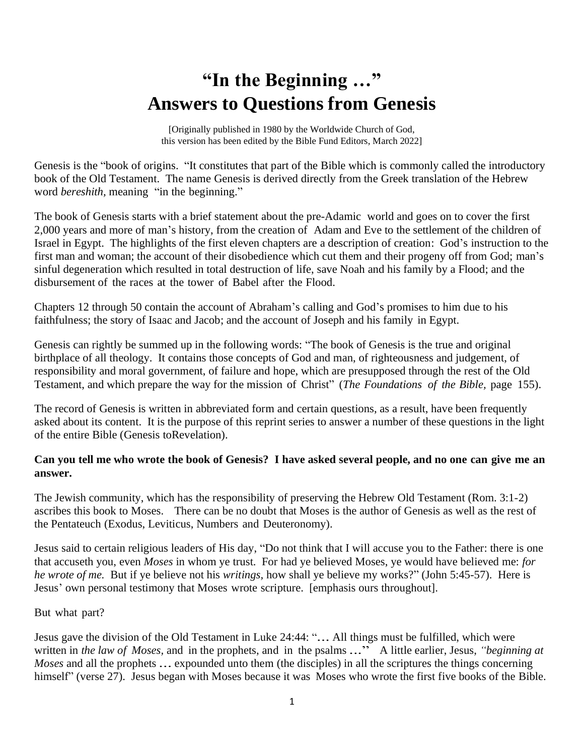# "In the Beginning …"
# Answers to Questions from Genesis

[Originally published in 1980 by the Worldwide Church of God, this version has been edited by the Bible Fund Editors, March 2022]

Genesis is the "book of origins. "It constitutes that part of the Bible which is commonly called the introductory book of the Old Testament. The name Genesis is derived directly from the Greek translation of the Hebrew word *bereshith,* meaning "in the beginning."

The book of Genesis starts with a brief statement about the pre-Adamic world and goes on to cover the first 2,000 years and more of man's history, from the creation of Adam and Eve to the settlement of the children of Israel in Egypt. The highlights of the first eleven chapters are a description of creation: God's instruction to the first man and woman; the account of their disobedience which cut them and their progeny off from God; man's sinful degeneration which resulted in total destruction of life, save Noah and his family by a Flood; and the disbursement of the races at the tower of Babel after the Flood.

Chapters 12 through 50 contain the account of Abraham's calling and God's promises to him due to his faithfulness; the story of Isaac and Jacob; and the account of Joseph and his family in Egypt.

Genesis can rightly be summed up in the following words: "The book of Genesis is the true and original birthplace of all theology. It contains those concepts of God and man, of righteousness and judgement, of responsibility and moral government, of failure and hope, which are presupposed through the rest of the Old Testament, and which prepare the way for the mission of Christ" (*The Foundations of the Bible,* page 155).

The record of Genesis is written in abbreviated form and certain questions, as a result, have been frequently asked about its content. It is the purpose of this reprint series to answer a number of these questions in the light of the entire Bible (Genesis toRevelation).

**Can you tell me who wrote the book of Genesis? I have asked several people, and no one can give me an answer.**

The Jewish community, which has the responsibility of preserving the Hebrew Old Testament (Rom. 3:1-2) ascribes this book to Moses. There can be no doubt that Moses is the author of Genesis as well as the rest of the Pentateuch (Exodus, Leviticus, Numbers and Deuteronomy).

Jesus said to certain religious leaders of His day, "Do not think that I will accuse you to the Father: there is one that accuseth you, even *Moses* in whom ye trust. For had ye believed Moses, ye would have believed me: *for he wrote of me.* But if ye believe not his *writings*, how shall ye believe my works?" (John 5:45-57). Here is Jesus' own personal testimony that Moses wrote scripture. [emphasis ours throughout].

But what part?

Jesus gave the division of the Old Testament in Luke 24:44: "… All things must be fulfilled, which were written in *the law of Moses,* and in the prophets, and in the psalms …" A little earlier, Jesus, *"beginning at Moses* and all the prophets … expounded unto them (the disciples) in all the scriptures the things concerning himself" (verse 27). Jesus began with Moses because it was Moses who wrote the first five books of the Bible.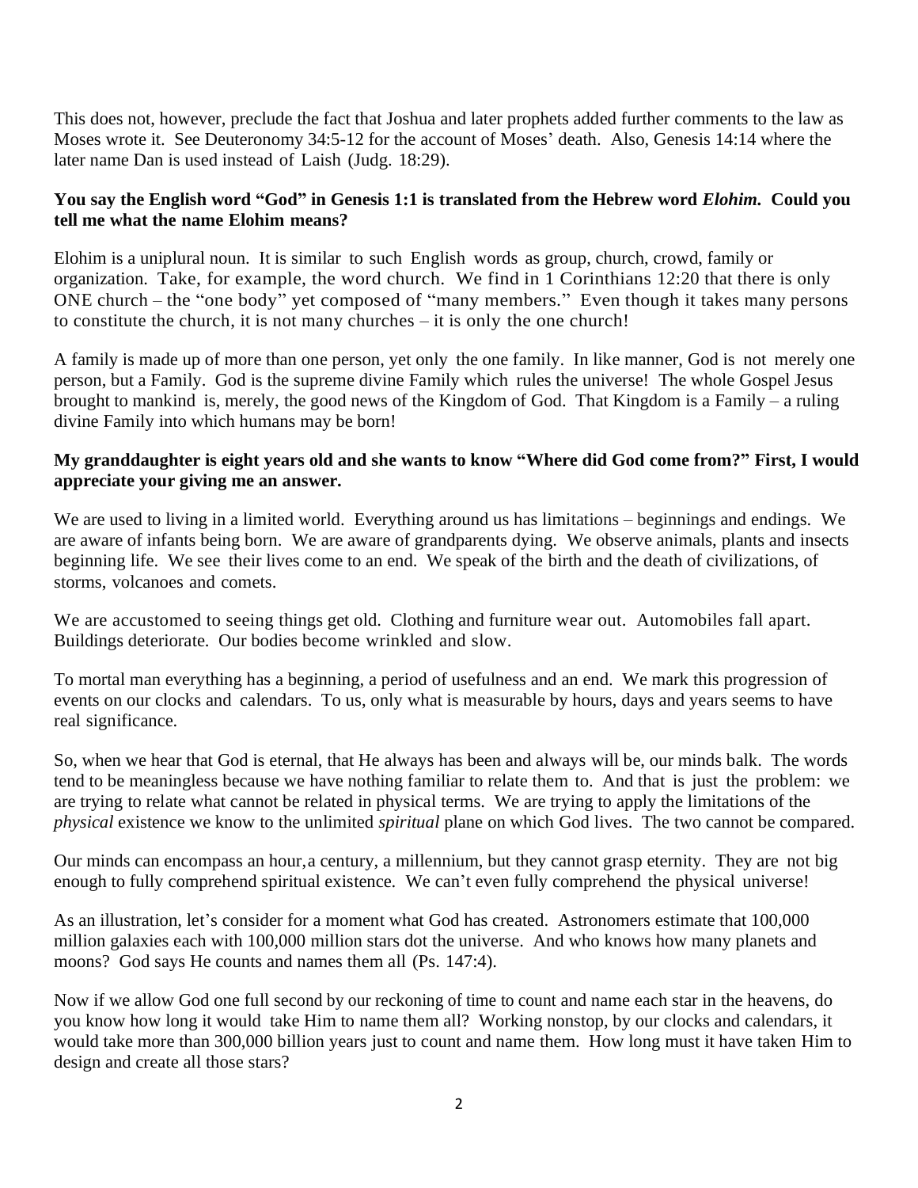This does not, however, preclude the fact that Joshua and later prophets added further comments to the law as Moses wrote it. See Deuteronomy 34:5-12 for the account of Moses' death. Also, Genesis 14:14 where the later name Dan is used instead of Laish (Judg. 18:29).

**You say the English word "God" in Genesis 1:1 is translated from the Hebrew word *Elohim.* Could you tell me what the name Elohim means?**

Elohim is a uniplural noun. It is similar to such English words as group, church, crowd, family or organization. Take, for example, the word church. We find in 1 Corinthians 12:20 that there is only ONE church – the "one body" yet composed of "many members." Even though it takes many persons to constitute the church, it is not many churches – it is only the one church!

A family is made up of more than one person, yet only the one family. In like manner, God is not merely one person, but a Family. God is the supreme divine Family which rules the universe! The whole Gospel Jesus brought to mankind is, merely, the good news of the Kingdom of God. That Kingdom is a Family – a ruling divine Family into which humans may be born!

**My granddaughter is eight years old and she wants to know "Where did God come from?" First, I would appreciate your giving me an answer.**

We are used to living in a limited world. Everything around us has limitations – beginnings and endings. We are aware of infants being born. We are aware of grandparents dying. We observe animals, plants and insects beginning life. We see their lives come to an end. We speak of the birth and the death of civilizations, of storms, volcanoes and comets.

We are accustomed to seeing things get old. Clothing and furniture wear out. Automobiles fall apart. Buildings deteriorate. Our bodies become wrinkled and slow.

To mortal man everything has a beginning, a period of usefulness and an end. We mark this progression of events on our clocks and calendars. To us, only what is measurable by hours, days and years seems to have real significance.

So, when we hear that God is eternal, that He always has been and always will be, our minds balk. The words tend to be meaningless because we have nothing familiar to relate them to. And that is just the problem: we are trying to relate what cannot be related in physical terms. We are trying to apply the limitations of the *physical* existence we know to the unlimited *spiritual* plane on which God lives. The two cannot be compared.

Our minds can encompass an hour, a century, a millennium, but they cannot grasp eternity. They are not big enough to fully comprehend spiritual existence. We can't even fully comprehend the physical universe!

As an illustration, let's consider for a moment what God has created. Astronomers estimate that 100,000 million galaxies each with 100,000 million stars dot the universe. And who knows how many planets and moons? God says He counts and names them all (Ps. 147:4).

Now if we allow God one full second by our reckoning of time to count and name each star in the heavens, do you know how long it would take Him to name them all? Working nonstop, by our clocks and calendars, it would take more than 300,000 billion years just to count and name them. How long must it have taken Him to design and create all those stars?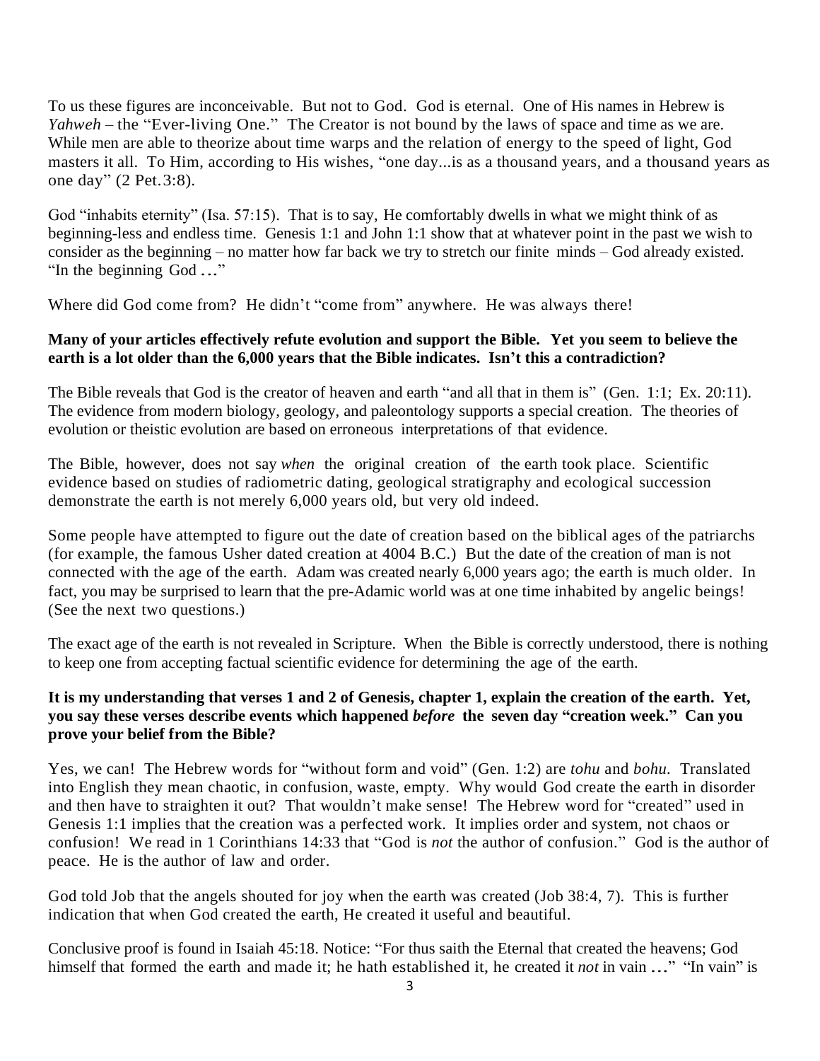To us these figures are inconceivable. But not to God. God is eternal. One of His names in Hebrew is *Yahweh* – the "Ever-living One." The Creator is not bound by the laws of space and time as we are. While men are able to theorize about time warps and the relation of energy to the speed of light, God masters it all. To Him, according to His wishes, "one day...is as a thousand years, and a thousand years as one day" (2 Pet.3:8).

God "inhabits eternity" (Isa. 57:15). That is to say, He comfortably dwells in what we might think of as beginning-less and endless time. Genesis 1:1 and John 1:1 show that at whatever point in the past we wish to consider as the beginning – no matter how far back we try to stretch our finite minds – God already existed. "In the beginning God …"

Where did God come from? He didn't "come from" anywhere. He was always there!

**Many of your articles effectively refute evolution and support the Bible. Yet you seem to believe the earth is a lot older than the 6,000 years that the Bible indicates. Isn't this a contradiction?**

The Bible reveals that God is the creator of heaven and earth "and all that in them is" (Gen. 1:1; Ex. 20:11). The evidence from modern biology, geology, and paleontology supports a special creation. The theories of evolution or theistic evolution are based on erroneous interpretations of that evidence.

The Bible, however, does not say *when* the original creation of the earth took place. Scientific evidence based on studies of radiometric dating, geological stratigraphy and ecological succession demonstrate the earth is not merely 6,000 years old, but very old indeed.

Some people have attempted to figure out the date of creation based on the biblical ages of the patriarchs (for example, the famous Usher dated creation at 4004 B.C.) But the date of the creation of man is not connected with the age of the earth. Adam was created nearly 6,000 years ago; the earth is much older. In fact, you may be surprised to learn that the pre-Adamic world was at one time inhabited by angelic beings! (See the next two questions.)

The exact age of the earth is not revealed in Scripture. When the Bible is correctly understood, there is nothing to keep one from accepting factual scientific evidence for determining the age of the earth.

**It is my understanding that verses 1 and 2 of Genesis, chapter 1, explain the creation of the earth. Yet, you say these verses describe events which happened *before* the seven day "creation week." Can you prove your belief from the Bible?**

Yes, we can! The Hebrew words for "without form and void" (Gen. 1:2) are *tohu* and *bohu*. Translated into English they mean chaotic, in confusion, waste, empty. Why would God create the earth in disorder and then have to straighten it out? That wouldn't make sense! The Hebrew word for "created" used in Genesis 1:1 implies that the creation was a perfected work. It implies order and system, not chaos or confusion! We read in 1 Corinthians 14:33 that "God is *not* the author of confusion." God is the author of peace. He is the author of law and order.

God told Job that the angels shouted for joy when the earth was created (Job 38:4, 7). This is further indication that when God created the earth, He created it useful and beautiful.

Conclusive proof is found in Isaiah 45:18. Notice: "For thus saith the Eternal that created the heavens; God himself that formed the earth and made it; he hath established it, he created it *not* in vain …" "In vain" is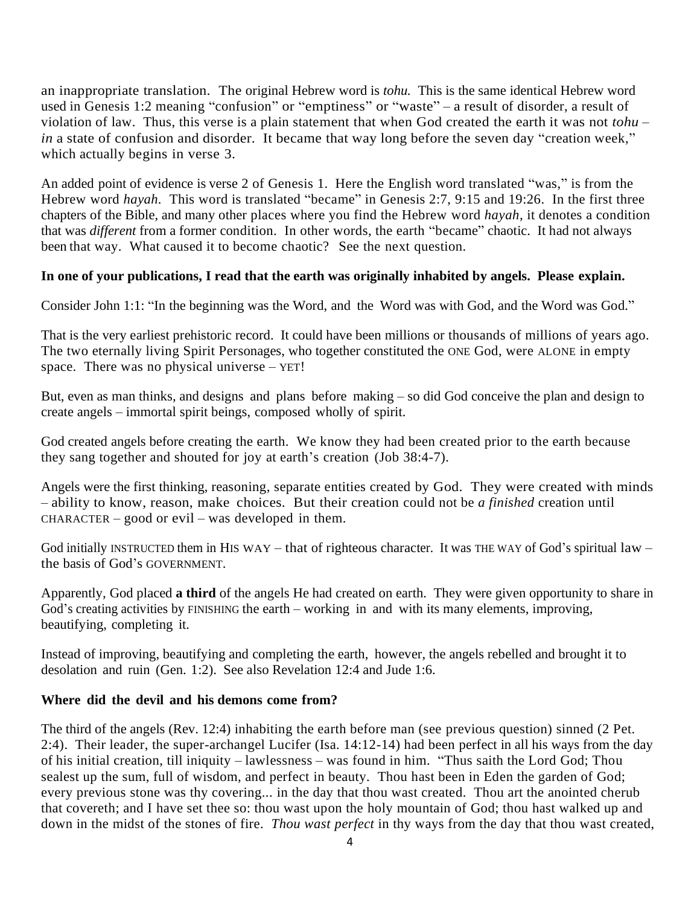an inappropriate translation. The original Hebrew word is *tohu.* This is the same identical Hebrew word used in Genesis 1:2 meaning "confusion" or "emptiness" or "waste" – a result of disorder, a result of violation of law. Thus, this verse is a plain statement that when God created the earth it was not *tohu* – *in* a state of confusion and disorder. It became that way long before the seven day "creation week," which actually begins in verse 3.

An added point of evidence is verse 2 of Genesis 1. Here the English word translated "was," is from the Hebrew word *hayah*. This word is translated "became" in Genesis 2:7, 9:15 and 19:26. In the first three chapters of the Bible, and many other places where you find the Hebrew word *hayah,* it denotes a condition that was *different* from a former condition. In other words, the earth "became" chaotic. It had not always been that way. What caused it to become chaotic? See the next question.

**In one of your publications, I read that the earth was originally inhabited by angels. Please explain.**

Consider John 1:1: "In the beginning was the Word, and the Word was with God, and the Word was God."

That is the very earliest prehistoric record. It could have been millions or thousands of millions of years ago. The two eternally living Spirit Personages, who together constituted the ONE God, were ALONE in empty space. There was no physical universe – YET!

But, even as man thinks, and designs and plans before making – so did God conceive the plan and design to create angels – immortal spirit beings, composed wholly of spirit.

God created angels before creating the earth. We know they had been created prior to the earth because they sang together and shouted for joy at earth's creation (Job 38:4-7).

Angels were the first thinking, reasoning, separate entities created by God. They were created with minds – ability to know, reason, make choices. But their creation could not be *a finished* creation until CHARACTER – good or evil – was developed in them.

God initially INSTRUCTED them in HIS WAY – that of righteous character. It was THE WAY of God's spiritual law – the basis of God's GOVERNMENT.

Apparently, God placed **a third** of the angels He had created on earth. They were given opportunity to share in God's creating activities by FINISHING the earth – working in and with its many elements, improving, beautifying, completing it.

Instead of improving, beautifying and completing the earth, however, the angels rebelled and brought it to desolation and ruin (Gen. 1:2). See also Revelation 12:4 and Jude 1:6.

**Where did the devil and his demons come from?**

The third of the angels (Rev. 12:4) inhabiting the earth before man (see previous question) sinned (2 Pet. 2:4). Their leader, the super-archangel Lucifer (Isa. 14:12-14) had been perfect in all his ways from the day of his initial creation, till iniquity – lawlessness – was found in him. "Thus saith the Lord God; Thou sealest up the sum, full of wisdom, and perfect in beauty. Thou hast been in Eden the garden of God; every previous stone was thy covering... in the day that thou wast created. Thou art the anointed cherub that covereth; and I have set thee so: thou wast upon the holy mountain of God; thou hast walked up and down in the midst of the stones of fire. *Thou wast perfect* in thy ways from the day that thou wast created,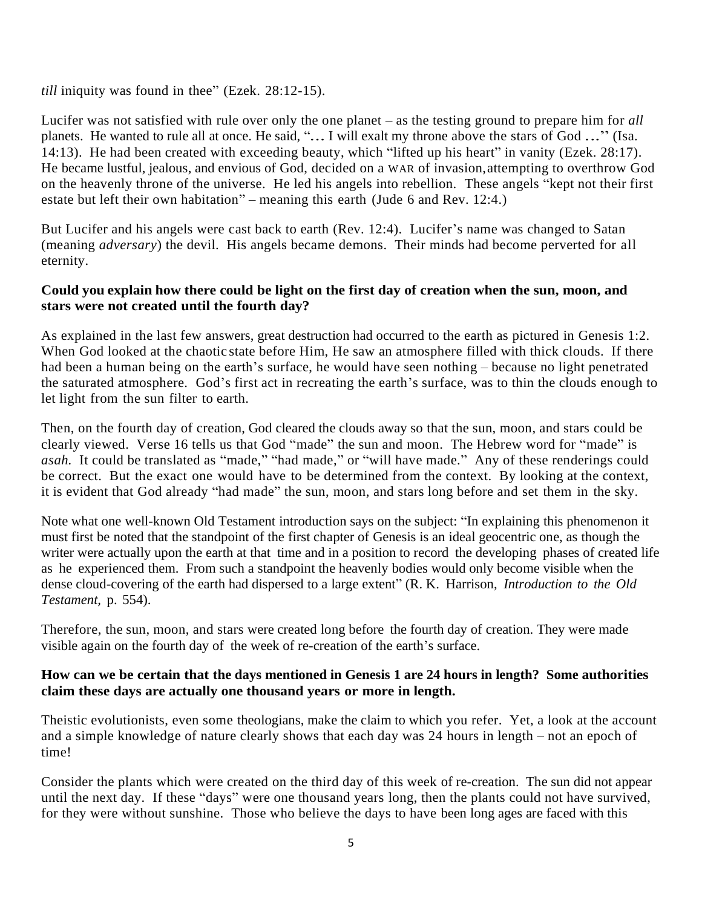*till* iniquity was found in thee" (Ezek. 28:12-15).

Lucifer was not satisfied with rule over only the one planet – as the testing ground to prepare him for *all* planets. He wanted to rule all at once. He said, "… I will exalt my throne above the stars of God …" (Isa. 14:13). He had been created with exceeding beauty, which "lifted up his heart" in vanity (Ezek. 28:17). He became lustful, jealous, and envious of God, decided on a WAR of invasion, attempting to overthrow God on the heavenly throne of the universe. He led his angels into rebellion. These angels "kept not their first estate but left their own habitation" – meaning this earth (Jude 6 and Rev. 12:4.)

But Lucifer and his angels were cast back to earth (Rev. 12:4). Lucifer's name was changed to Satan (meaning *adversary*) the devil. His angels became demons. Their minds had become perverted for all eternity.

**Could you explain how there could be light on the first day of creation when the sun, moon, and stars were not created until the fourth day?**

As explained in the last few answers, great destruction had occurred to the earth as pictured in Genesis 1:2. When God looked at the chaotic state before Him, He saw an atmosphere filled with thick clouds. If there had been a human being on the earth's surface, he would have seen nothing – because no light penetrated the saturated atmosphere. God's first act in recreating the earth's surface, was to thin the clouds enough to let light from the sun filter to earth.

Then, on the fourth day of creation, God cleared the clouds away so that the sun, moon, and stars could be clearly viewed. Verse 16 tells us that God "made" the sun and moon. The Hebrew word for "made" is *asah.* It could be translated as "made," "had made," or "will have made." Any of these renderings could be correct. But the exact one would have to be determined from the context. By looking at the context, it is evident that God already "had made" the sun, moon, and stars long before and set them in the sky.

Note what one well-known Old Testament introduction says on the subject: "In explaining this phenomenon it must first be noted that the standpoint of the first chapter of Genesis is an ideal geocentric one, as though the writer were actually upon the earth at that time and in a position to record the developing phases of created life as he experienced them. From such a standpoint the heavenly bodies would only become visible when the dense cloud-covering of the earth had dispersed to a large extent" (R. K. Harrison, *Introduction to the Old Testament,* p. 554).

Therefore, the sun, moon, and stars were created long before the fourth day of creation. They were made visible again on the fourth day of the week of re-creation of the earth's surface.

**How can we be certain that the days mentioned in Genesis 1 are 24 hours in length? Some authorities claim these days are actually one thousand years or more in length.**

Theistic evolutionists, even some theologians, make the claim to which you refer. Yet, a look at the account and a simple knowledge of nature clearly shows that each day was 24 hours in length – not an epoch of time!

Consider the plants which were created on the third day of this week of re-creation. The sun did not appear until the next day. If these "days" were one thousand years long, then the plants could not have survived, for they were without sunshine. Those who believe the days to have been long ages are faced with this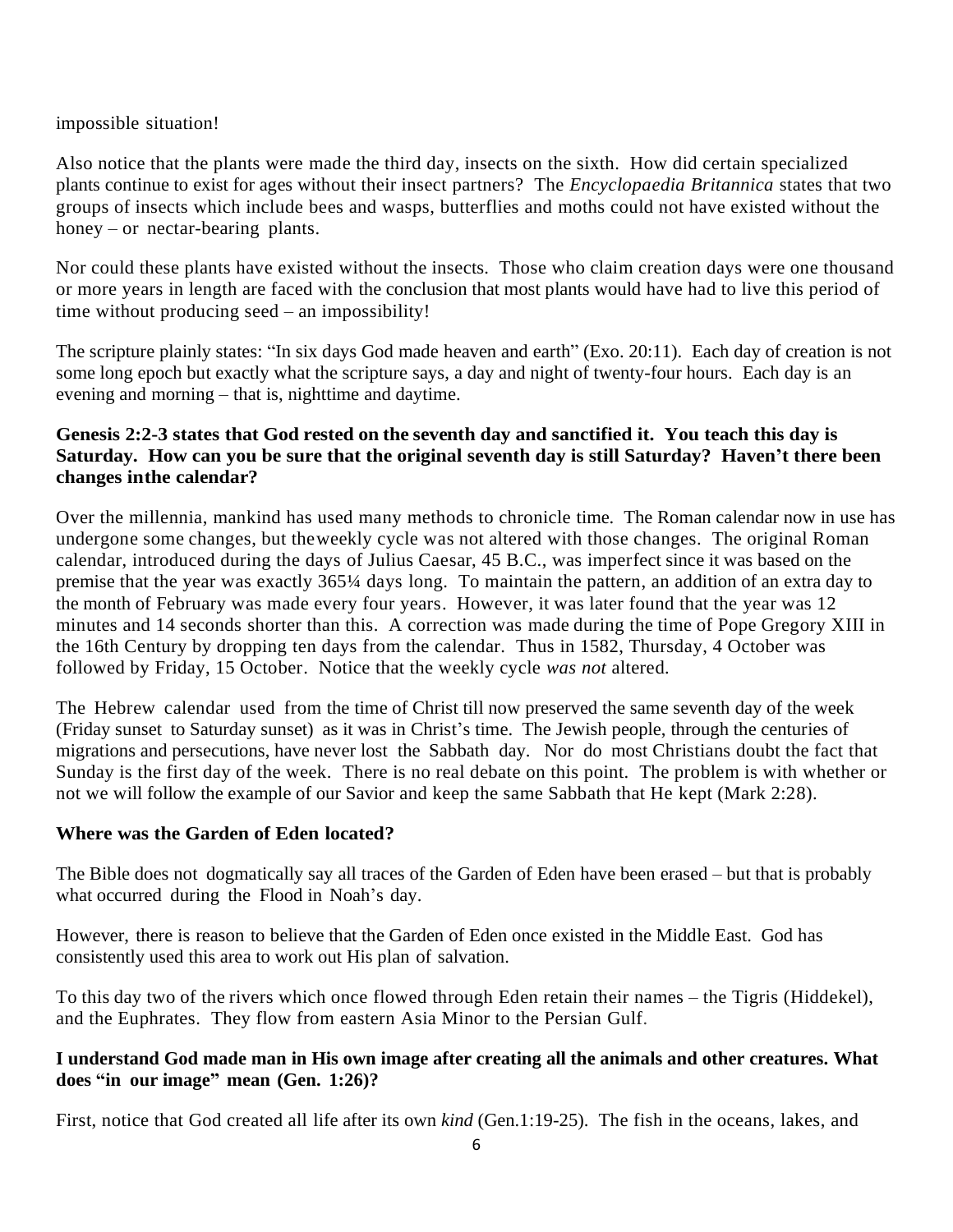impossible situation!

Also notice that the plants were made the third day, insects on the sixth. How did certain specialized plants continue to exist for ages without their insect partners? The *Encyclopaedia Britannica* states that two groups of insects which include bees and wasps, butterflies and moths could not have existed without the honey – or nectar-bearing plants.

Nor could these plants have existed without the insects. Those who claim creation days were one thousand or more years in length are faced with the conclusion that most plants would have had to live this period of time without producing seed – an impossibility!

The scripture plainly states: "In six days God made heaven and earth" (Exo. 20:11). Each day of creation is not some long epoch but exactly what the scripture says, a day and night of twenty-four hours. Each day is an evening and morning – that is, nighttime and daytime.

**Genesis 2:2-3 states that God rested on the seventh day and sanctified it. You teach this day is Saturday. How can you be sure that the original seventh day is still Saturday? Haven't there been changes inthe calendar?**

Over the millennia, mankind has used many methods to chronicle time. The Roman calendar now in use has undergone some changes, but theweekly cycle was not altered with those changes. The original Roman calendar, introduced during the days of Julius Caesar, 45 B.C., was imperfect since it was based on the premise that the year was exactly 365¼ days long. To maintain the pattern, an addition of an extra day to the month of February was made every four years. However, it was later found that the year was 12 minutes and 14 seconds shorter than this. A correction was made during the time of Pope Gregory XIII in the 16th Century by dropping ten days from the calendar. Thus in 1582, Thursday, 4 October was followed by Friday, 15 October. Notice that the weekly cycle *was not* altered.

The Hebrew calendar used from the time of Christ till now preserved the same seventh day of the week (Friday sunset to Saturday sunset) as it was in Christ's time. The Jewish people, through the centuries of migrations and persecutions, have never lost the Sabbath day. Nor do most Christians doubt the fact that Sunday is the first day of the week. There is no real debate on this point. The problem is with whether or not we will follow the example of our Savior and keep the same Sabbath that He kept (Mark 2:28).

**Where was the Garden of Eden located?**

The Bible does not dogmatically say all traces of the Garden of Eden have been erased – but that is probably what occurred during the Flood in Noah's day.

However, there is reason to believe that the Garden of Eden once existed in the Middle East. God has consistently used this area to work out His plan of salvation.

To this day two of the rivers which once flowed through Eden retain their names – the Tigris (Hiddekel), and the Euphrates. They flow from eastern Asia Minor to the Persian Gulf.

**I understand God made man in His own image after creating all the animals and other creatures. What does "in our image" mean (Gen. 1:26)?**

First, notice that God created all life after its own *kind* (Gen.1:19-25). The fish in the oceans, lakes, and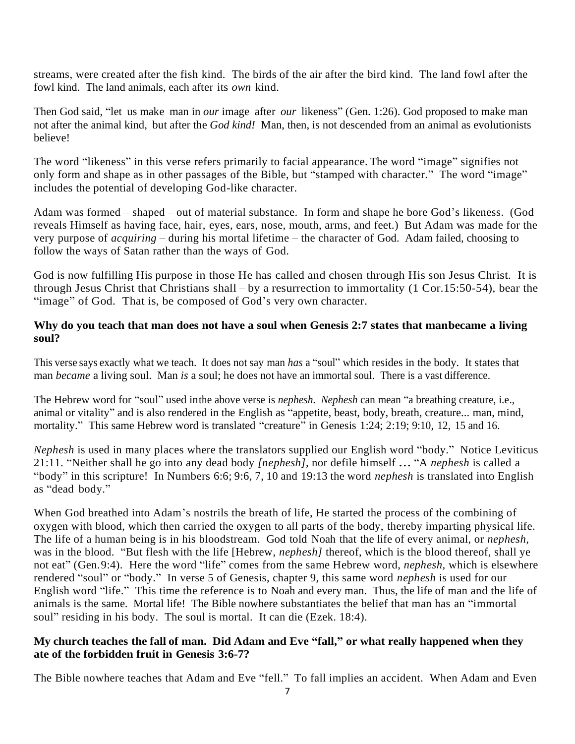streams, were created after the fish kind. The birds of the air after the bird kind. The land fowl after the fowl kind. The land animals, each after its *own* kind.

Then God said, "let us make man in *our* image after *our* likeness" (Gen. 1:26). God proposed to make man not after the animal kind, but after the *God kind!* Man, then, is not descended from an animal as evolutionists believe!

The word "likeness" in this verse refers primarily to facial appearance. The word "image" signifies not only form and shape as in other passages of the Bible, but "stamped with character." The word "image" includes the potential of developing God-like character.

Adam was formed – shaped – out of material substance. In form and shape he bore God's likeness. (God reveals Himself as having face, hair, eyes, ears, nose, mouth, arms, and feet.) But Adam was made for the very purpose of *acquiring* – during his mortal lifetime – the character of God. Adam failed, choosing to follow the ways of Satan rather than the ways of God.

God is now fulfilling His purpose in those He has called and chosen through His son Jesus Christ. It is through Jesus Christ that Christians shall – by a resurrection to immortality (1 Cor.15:50-54), bear the "image" of God. That is, be composed of God's very own character.

**Why do you teach that man does not have a soul when Genesis 2:7 states that manbecame a living soul?**

This verse says exactly what we teach. It does not say man *has* a "soul" which resides in the body. It states that man *became* a living soul. Man *is* a soul; he does not have an immortal soul. There is a vast difference.

The Hebrew word for "soul" used inthe above verse is *nephesh. Nephesh* can mean "a breathing creature, i.e., animal or vitality" and is also rendered in the English as "appetite, beast, body, breath, creature... man, mind, mortality." This same Hebrew word is translated "creature" in Genesis 1:24; 2:19; 9:10, 12, 15 and 16.

*Nephesh* is used in many places where the translators supplied our English word "body." Notice Leviticus 21:11. "Neither shall he go into any dead body *[nephesh],* nor defile himself … "A *nephesh* is called a "body" in this scripture! In Numbers 6:6; 9:6, 7, 10 and 19:13 the word *nephesh* is translated into English as "dead body."

When God breathed into Adam's nostrils the breath of life, He started the process of the combining of oxygen with blood, which then carried the oxygen to all parts of the body, thereby imparting physical life. The life of a human being is in his bloodstream. God told Noah that the life of every animal, or *nephesh*, was in the blood. "But flesh with the life [Hebrew, *nephesh]* thereof, which is the blood thereof, shall ye not eat" (Gen.9:4). Here the word "life" comes from the same Hebrew word, *nephesh*, which is elsewhere rendered "soul" or "body." In verse 5 of Genesis, chapter 9, this same word *nephesh* is used for our English word "life." This time the reference is to Noah and every man. Thus, the life of man and the life of animals is the same. Mortal life! The Bible nowhere substantiates the belief that man has an "immortal soul" residing in his body. The soul is mortal. It can die (Ezek. 18:4).

**My church teaches the fall of man. Did Adam and Eve "fall," or what really happened when they ate of the forbidden fruit in Genesis 3:6-7?**

The Bible nowhere teaches that Adam and Eve "fell." To fall implies an accident. When Adam and Even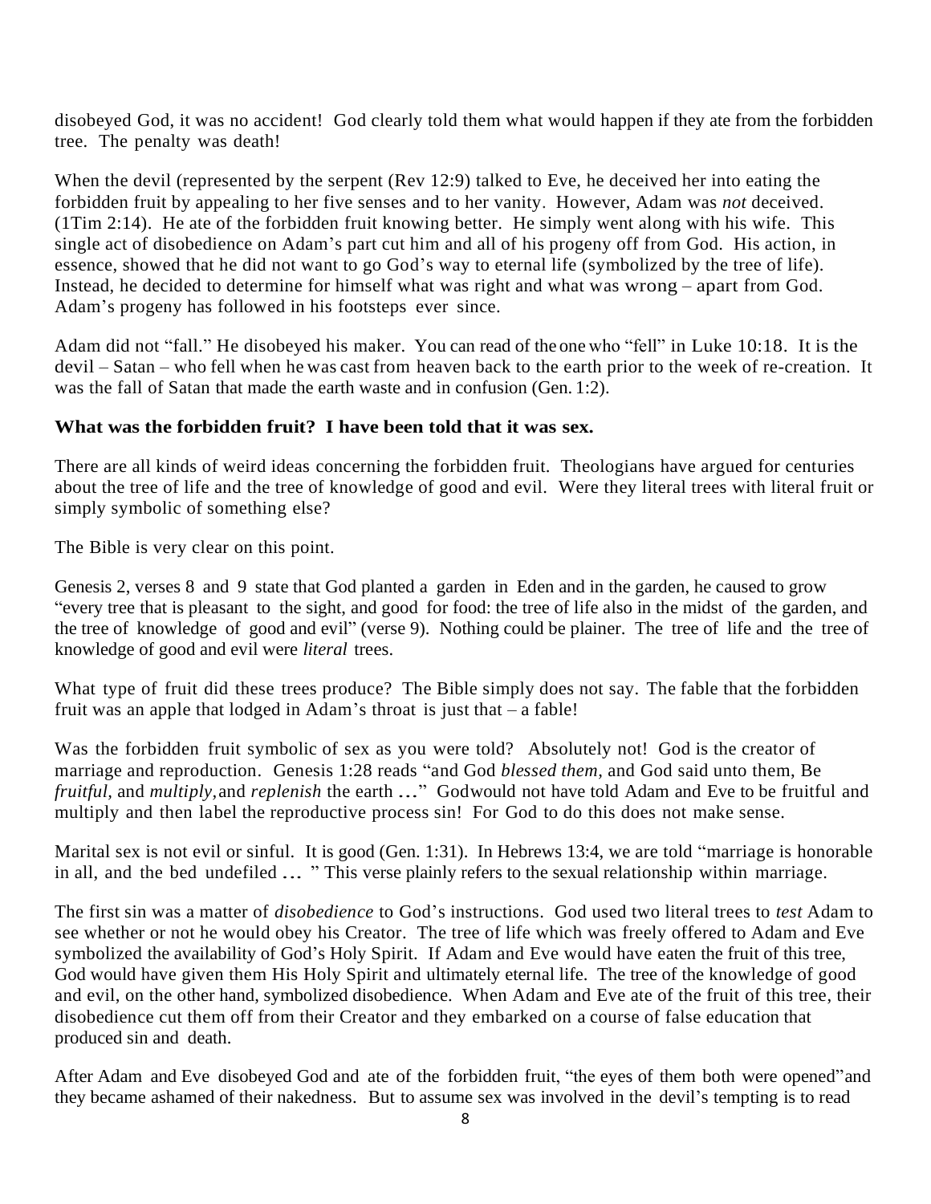disobeyed God, it was no accident! God clearly told them what would happen if they ate from the forbidden tree. The penalty was death!

When the devil (represented by the serpent (Rev 12:9) talked to Eve, he deceived her into eating the forbidden fruit by appealing to her five senses and to her vanity. However, Adam was *not* deceived. (1Tim 2:14). He ate of the forbidden fruit knowing better. He simply went along with his wife. This single act of disobedience on Adam's part cut him and all of his progeny off from God. His action, in essence, showed that he did not want to go God's way to eternal life (symbolized by the tree of life). Instead, he decided to determine for himself what was right and what was wrong – apart from God. Adam's progeny has followed in his footsteps ever since.

Adam did not "fall." He disobeyed his maker. You can read of the one who "fell" in Luke 10:18. It is the devil – Satan – who fell when he was cast from heaven back to the earth prior to the week of re-creation. It was the fall of Satan that made the earth waste and in confusion (Gen. 1:2).

**What was the forbidden fruit? I have been told that it was sex.**

There are all kinds of weird ideas concerning the forbidden fruit. Theologians have argued for centuries about the tree of life and the tree of knowledge of good and evil. Were they literal trees with literal fruit or simply symbolic of something else?

The Bible is very clear on this point.

Genesis 2, verses 8 and 9 state that God planted a garden in Eden and in the garden, he caused to grow "every tree that is pleasant to the sight, and good for food: the tree of life also in the midst of the garden, and the tree of knowledge of good and evil" (verse 9). Nothing could be plainer. The tree of life and the tree of knowledge of good and evil were *literal* trees.

What type of fruit did these trees produce? The Bible simply does not say. The fable that the forbidden fruit was an apple that lodged in Adam's throat is just that – a fable!

Was the forbidden fruit symbolic of sex as you were told? Absolutely not! God is the creator of marriage and reproduction. Genesis 1:28 reads "and God *blessed them,* and God said unto them, Be *fruitful,* and *multiply,* and *replenish* the earth …" God would not have told Adam and Eve to be fruitful and multiply and then label the reproductive process sin! For God to do this does not make sense.

Marital sex is not evil or sinful. It is good (Gen. 1:31). In Hebrews 13:4, we are told "marriage is honorable in all, and the bed undefiled … " This verse plainly refers to the sexual relationship within marriage.

The first sin was a matter of *disobedience* to God's instructions. God used two literal trees to *test* Adam to see whether or not he would obey his Creator. The tree of life which was freely offered to Adam and Eve symbolized the availability of God's Holy Spirit. If Adam and Eve would have eaten the fruit of this tree, God would have given them His Holy Spirit and ultimately eternal life. The tree of the knowledge of good and evil, on the other hand, symbolized disobedience. When Adam and Eve ate of the fruit of this tree, their disobedience cut them off from their Creator and they embarked on a course of false education that produced sin and death.

After Adam and Eve disobeyed God and ate of the forbidden fruit, "the eyes of them both were opened" and they became ashamed of their nakedness. But to assume sex was involved in the devil's tempting is to read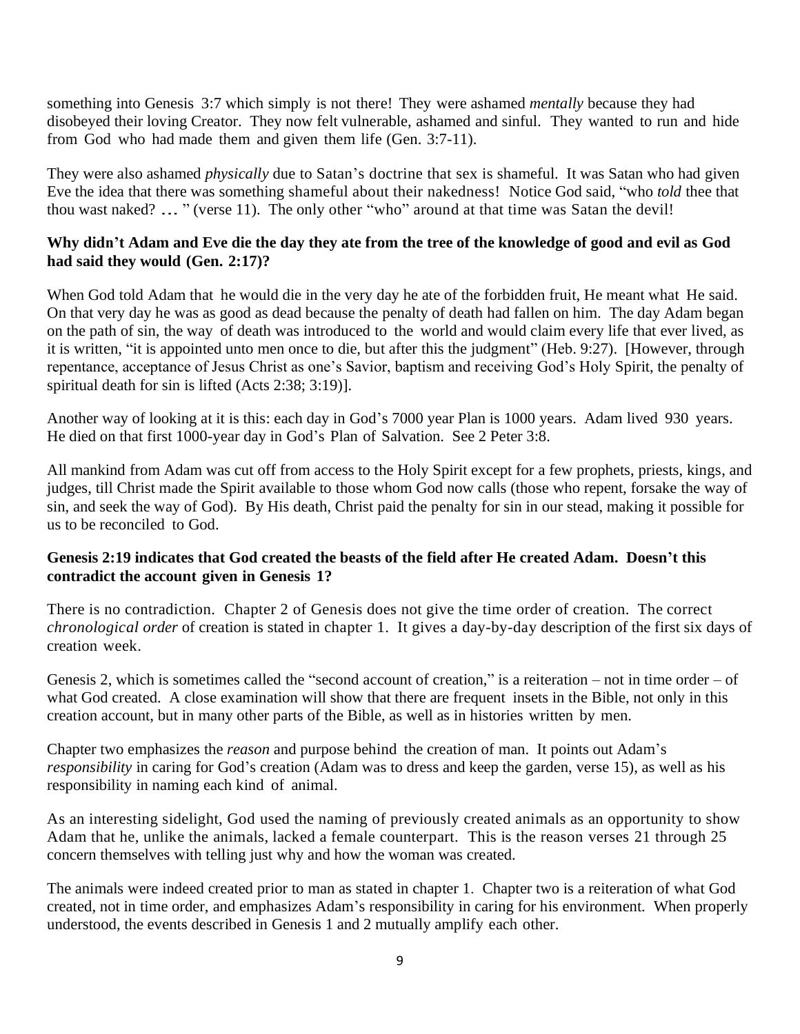something into Genesis 3:7 which simply is not there! They were ashamed *mentally* because they had disobeyed their loving Creator. They now felt vulnerable, ashamed and sinful. They wanted to run and hide from God who had made them and given them life (Gen. 3:7-11).

They were also ashamed *physically* due to Satan's doctrine that sex is shameful. It was Satan who had given Eve the idea that there was something shameful about their nakedness! Notice God said, "who *told* thee that thou wast naked? … " (verse 11). The only other "who" around at that time was Satan the devil!

**Why didn't Adam and Eve die the day they ate from the tree of the knowledge of good and evil as God had said they would (Gen. 2:17)?**

When God told Adam that he would die in the very day he ate of the forbidden fruit, He meant what He said. On that very day he was as good as dead because the penalty of death had fallen on him. The day Adam began on the path of sin, the way of death was introduced to the world and would claim every life that ever lived, as it is written, "it is appointed unto men once to die, but after this the judgment" (Heb. 9:27). [However, through repentance, acceptance of Jesus Christ as one's Savior, baptism and receiving God's Holy Spirit, the penalty of spiritual death for sin is lifted (Acts 2:38; 3:19)].

Another way of looking at it is this: each day in God's 7000 year Plan is 1000 years. Adam lived 930 years. He died on that first 1000-year day in God's Plan of Salvation. See 2 Peter 3:8.

All mankind from Adam was cut off from access to the Holy Spirit except for a few prophets, priests, kings, and judges, till Christ made the Spirit available to those whom God now calls (those who repent, forsake the way of sin, and seek the way of God). By His death, Christ paid the penalty for sin in our stead, making it possible for us to be reconciled to God.

**Genesis 2:19 indicates that God created the beasts of the field after He created Adam. Doesn't this contradict the account given in Genesis 1?**

There is no contradiction. Chapter 2 of Genesis does not give the time order of creation. The correct *chronological order* of creation is stated in chapter 1. It gives a day-by-day description of the first six days of creation week.

Genesis 2, which is sometimes called the "second account of creation," is a reiteration – not in time order – of what God created. A close examination will show that there are frequent insets in the Bible, not only in this creation account, but in many other parts of the Bible, as well as in histories written by men.

Chapter two emphasizes the *reason* and purpose behind the creation of man. It points out Adam's *responsibility* in caring for God's creation (Adam was to dress and keep the garden, verse 15), as well as his responsibility in naming each kind of animal.

As an interesting sidelight, God used the naming of previously created animals as an opportunity to show Adam that he, unlike the animals, lacked a female counterpart. This is the reason verses 21 through 25 concern themselves with telling just why and how the woman was created.

The animals were indeed created prior to man as stated in chapter 1. Chapter two is a reiteration of what God created, not in time order, and emphasizes Adam's responsibility in caring for his environment. When properly understood, the events described in Genesis 1 and 2 mutually amplify each other.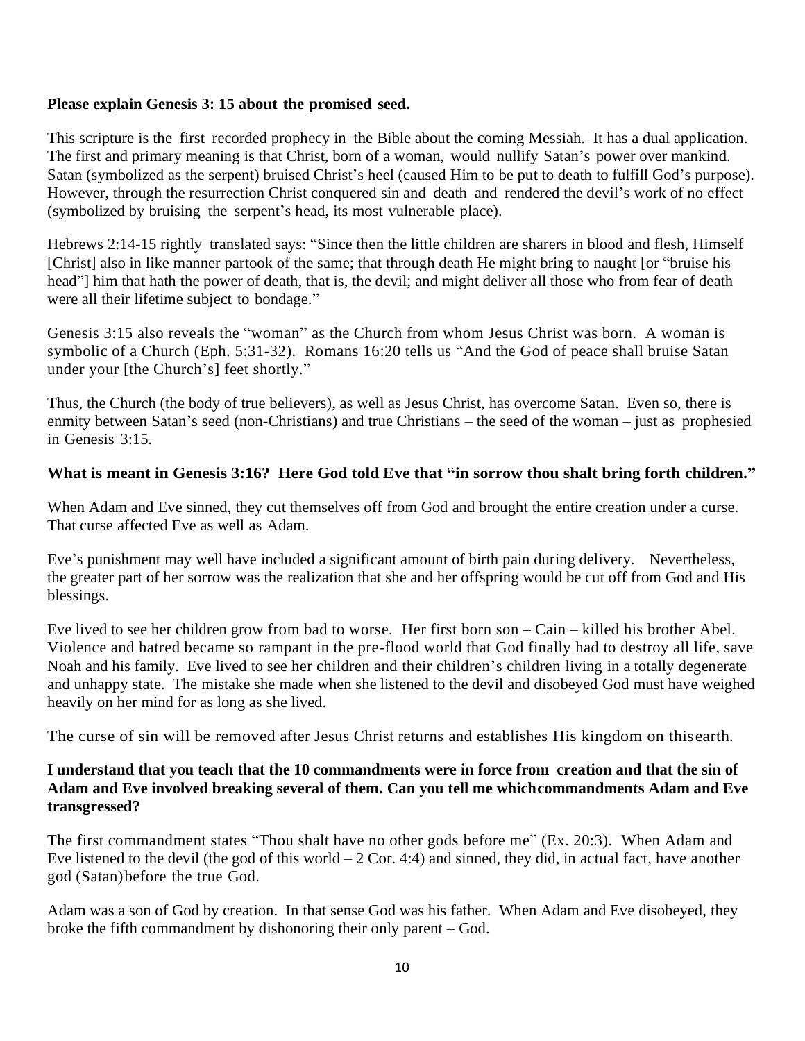**Please explain Genesis 3: 15 about the promised seed.**

This scripture is the first recorded prophecy in the Bible about the coming Messiah. It has a dual application. The first and primary meaning is that Christ, born of a woman, would nullify Satan's power over mankind. Satan (symbolized as the serpent) bruised Christ's heel (caused Him to be put to death to fulfill God's purpose). However, through the resurrection Christ conquered sin and death and rendered the devil's work of no effect (symbolized by bruising the serpent's head, its most vulnerable place).

Hebrews 2:14-15 rightly translated says: "Since then the little children are sharers in blood and flesh, Himself [Christ] also in like manner partook of the same; that through death He might bring to naught [or "bruise his head"] him that hath the power of death, that is, the devil; and might deliver all those who from fear of death were all their lifetime subject to bondage."

Genesis 3:15 also reveals the "woman" as the Church from whom Jesus Christ was born. A woman is symbolic of a Church (Eph. 5:31-32). Romans 16:20 tells us "And the God of peace shall bruise Satan under your [the Church's] feet shortly."

Thus, the Church (the body of true believers), as well as Jesus Christ, has overcome Satan. Even so, there is enmity between Satan's seed (non-Christians) and true Christians – the seed of the woman – just as prophesied in Genesis 3:15.

**What is meant in Genesis 3:16? Here God told Eve that "in sorrow thou shalt bring forth children."**

When Adam and Eve sinned, they cut themselves off from God and brought the entire creation under a curse. That curse affected Eve as well as Adam.

Eve's punishment may well have included a significant amount of birth pain during delivery. Nevertheless, the greater part of her sorrow was the realization that she and her offspring would be cut off from God and His blessings.

Eve lived to see her children grow from bad to worse. Her first born son – Cain – killed his brother Abel. Violence and hatred became so rampant in the pre-flood world that God finally had to destroy all life, save Noah and his family. Eve lived to see her children and their children's children living in a totally degenerate and unhappy state. The mistake she made when she listened to the devil and disobeyed God must have weighed heavily on her mind for as long as she lived.

The curse of sin will be removed after Jesus Christ returns and establishes His kingdom on this earth.

**I understand that you teach that the 10 commandments were in force from creation and that the sin of Adam and Eve involved breaking several of them. Can you tell me which commandments Adam and Eve transgressed?**

The first commandment states "Thou shalt have no other gods before me" (Ex. 20:3). When Adam and Eve listened to the devil (the god of this world – 2 Cor. 4:4) and sinned, they did, in actual fact, have another god (Satan) before the true God.

Adam was a son of God by creation. In that sense God was his father. When Adam and Eve disobeyed, they broke the fifth commandment by dishonoring their only parent – God.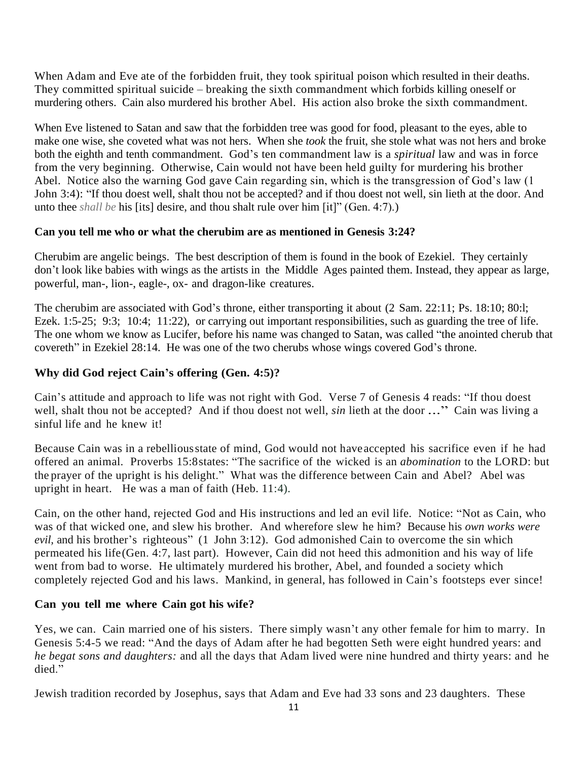When Adam and Eve ate of the forbidden fruit, they took spiritual poison which resulted in their deaths. They committed spiritual suicide – breaking the sixth commandment which forbids killing oneself or murdering others. Cain also murdered his brother Abel. His action also broke the sixth commandment.

When Eve listened to Satan and saw that the forbidden tree was good for food, pleasant to the eyes, able to make one wise, she coveted what was not hers. When she *took* the fruit, she stole what was not hers and broke both the eighth and tenth commandment. God's ten commandment law is a *spiritual* law and was in force from the very beginning. Otherwise, Cain would not have been held guilty for murdering his brother Abel. Notice also the warning God gave Cain regarding sin, which is the transgression of God's law (1 John 3:4): "If thou doest well, shalt thou not be accepted? and if thou doest not well, sin lieth at the door. And unto thee *shall be* his [its] desire, and thou shalt rule over him [it]" (Gen. 4:7).)

### Can you tell me who or what the cherubim are as mentioned in Genesis 3:24?

Cherubim are angelic beings. The best description of them is found in the book of Ezekiel. They certainly don't look like babies with wings as the artists in the Middle Ages painted them. Instead, they appear as large, powerful, man-, lion-, eagle-, ox- and dragon-like creatures.

The cherubim are associated with God's throne, either transporting it about (2 Sam. 22:11; Ps. 18:10; 80:l; Ezek. 1:5-25; 9:3; 10:4; 11:22), or carrying out important responsibilities, such as guarding the tree of life. The one whom we know as Lucifer, before his name was changed to Satan, was called "the anointed cherub that covereth" in Ezekiel 28:14. He was one of the two cherubs whose wings covered God's throne.

### Why did God reject Cain's offering (Gen. 4:5)?

Cain's attitude and approach to life was not right with God. Verse 7 of Genesis 4 reads: "If thou doest well, shalt thou not be accepted? And if thou doest not well, *sin* lieth at the door …" Cain was living a sinful life and he knew it!

Because Cain was in a rebellious state of mind, God would not have accepted his sacrifice even if he had offered an animal. Proverbs 15:8 states: "The sacrifice of the wicked is an *abomination* to the LORD: but the prayer of the upright is his delight." What was the difference between Cain and Abel? Abel was upright in heart. He was a man of faith (Heb. 11:4).

Cain, on the other hand, rejected God and His instructions and led an evil life. Notice: "Not as Cain, who was of that wicked one, and slew his brother. And wherefore slew he him? Because his *own works were evil,* and his brother's righteous" (1 John 3:12). God admonished Cain to overcome the sin which permeated his life (Gen. 4:7, last part). However, Cain did not heed this admonition and his way of life went from bad to worse. He ultimately murdered his brother, Abel, and founded a society which completely rejected God and his laws. Mankind, in general, has followed in Cain's footsteps ever since!

### Can you tell me where Cain got his wife?

Yes, we can. Cain married one of his sisters. There simply wasn't any other female for him to marry. In Genesis 5:4-5 we read: "And the days of Adam after he had begotten Seth were eight hundred years: and *he begat sons and daughters:* and all the days that Adam lived were nine hundred and thirty years: and he died."

Jewish tradition recorded by Josephus, says that Adam and Eve had 33 sons and 23 daughters. These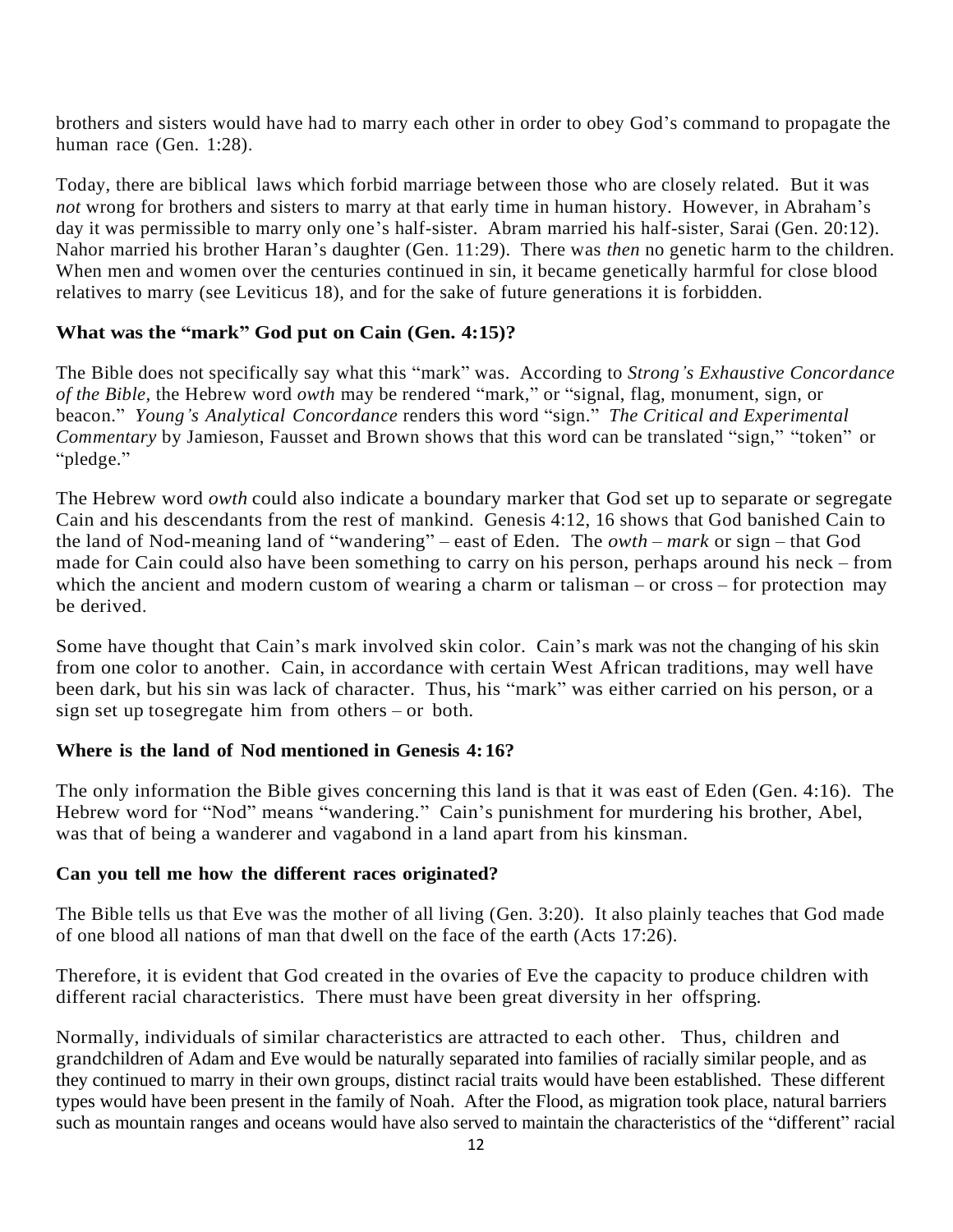brothers and sisters would have had to marry each other in order to obey God's command to propagate the human race (Gen. 1:28).

Today, there are biblical laws which forbid marriage between those who are closely related. But it was *not* wrong for brothers and sisters to marry at that early time in human history. However, in Abraham's day it was permissible to marry only one's half-sister. Abram married his half-sister, Sarai (Gen. 20:12). Nahor married his brother Haran's daughter (Gen. 11:29). There was *then* no genetic harm to the children. When men and women over the centuries continued in sin, it became genetically harmful for close blood relatives to marry (see Leviticus 18), and for the sake of future generations it is forbidden.

**What was the "mark" God put on Cain (Gen. 4:15)?**

The Bible does not specifically say what this "mark" was. According to *Strong's Exhaustive Concordance of the Bible*, the Hebrew word *owth* may be rendered "mark," or "signal, flag, monument, sign, or beacon." *Young's Analytical Concordance* renders this word "sign." *The Critical and Experimental Commentary* by Jamieson, Fausset and Brown shows that this word can be translated "sign," "token" or "pledge."

The Hebrew word *owth* could also indicate a boundary marker that God set up to separate or segregate Cain and his descendants from the rest of mankind. Genesis 4:12, 16 shows that God banished Cain to the land of Nod-meaning land of "wandering" – east of Eden. The *owth* – *mark* or sign – that God made for Cain could also have been something to carry on his person, perhaps around his neck – from which the ancient and modern custom of wearing a charm or talisman – or cross – for protection may be derived.

Some have thought that Cain's mark involved skin color. Cain's mark was not the changing of his skin from one color to another. Cain, in accordance with certain West African traditions, may well have been dark, but his sin was lack of character. Thus, his "mark" was either carried on his person, or a sign set up tosegregate him from others – or both.

**Where is the land of Nod mentioned in Genesis 4:16?**

The only information the Bible gives concerning this land is that it was east of Eden (Gen. 4:16). The Hebrew word for "Nod" means "wandering." Cain's punishment for murdering his brother, Abel, was that of being a wanderer and vagabond in a land apart from his kinsman.

**Can you tell me how the different races originated?**

The Bible tells us that Eve was the mother of all living (Gen. 3:20). It also plainly teaches that God made of one blood all nations of man that dwell on the face of the earth (Acts 17:26).

Therefore, it is evident that God created in the ovaries of Eve the capacity to produce children with different racial characteristics. There must have been great diversity in her offspring.

Normally, individuals of similar characteristics are attracted to each other. Thus, children and grandchildren of Adam and Eve would be naturally separated into families of racially similar people, and as they continued to marry in their own groups, distinct racial traits would have been established. These different types would have been present in the family of Noah. After the Flood, as migration took place, natural barriers such as mountain ranges and oceans would have also served to maintain the characteristics of the "different" racial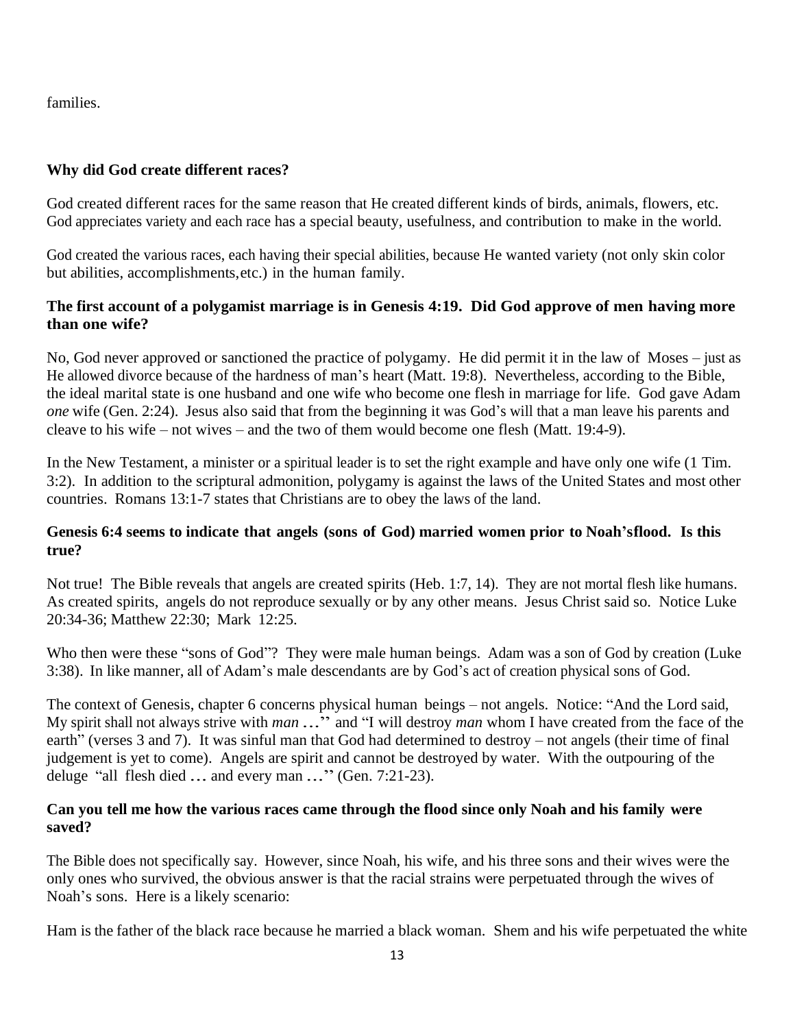families.

**Why did God create different races?**

God created different races for the same reason that He created different kinds of birds, animals, flowers, etc. God appreciates variety and each race has a special beauty, usefulness, and contribution to make in the world.

God created the various races, each having their special abilities, because He wanted variety (not only skin color but abilities, accomplishments, etc.) in the human family.

**The first account of a polygamist marriage is in Genesis 4:19. Did God approve of men having more than one wife?**

No, God never approved or sanctioned the practice of polygamy. He did permit it in the law of Moses – just as He allowed divorce because of the hardness of man's heart (Matt. 19:8). Nevertheless, according to the Bible, the ideal marital state is one husband and one wife who become one flesh in marriage for life. God gave Adam *one* wife (Gen. 2:24). Jesus also said that from the beginning it was God's will that a man leave his parents and cleave to his wife – not wives – and the two of them would become one flesh (Matt. 19:4-9).

In the New Testament, a minister or a spiritual leader is to set the right example and have only one wife (1 Tim. 3:2). In addition to the scriptural admonition, polygamy is against the laws of the United States and most other countries. Romans 13:1-7 states that Christians are to obey the laws of the land.

**Genesis 6:4 seems to indicate that angels (sons of God) married women prior to Noah's flood. Is this true?**

Not true! The Bible reveals that angels are created spirits (Heb. 1:7, 14). They are not mortal flesh like humans. As created spirits, angels do not reproduce sexually or by any other means. Jesus Christ said so. Notice Luke 20:34-36; Matthew 22:30; Mark 12:25.

Who then were these "sons of God"? They were male human beings. Adam was a son of God by creation (Luke 3:38). In like manner, all of Adam's male descendants are by God's act of creation physical sons of God.

The context of Genesis, chapter 6 concerns physical human beings – not angels. Notice: "And the Lord said, My spirit shall not always strive with *man* …" and "I will destroy *man* whom I have created from the face of the earth" (verses 3 and 7). It was sinful man that God had determined to destroy – not angels (their time of final judgement is yet to come). Angels are spirit and cannot be destroyed by water. With the outpouring of the deluge "all flesh died … and every man …" (Gen. 7:21-23).

**Can you tell me how the various races came through the flood since only Noah and his family were saved?**

The Bible does not specifically say. However, since Noah, his wife, and his three sons and their wives were the only ones who survived, the obvious answer is that the racial strains were perpetuated through the wives of Noah's sons. Here is a likely scenario:

Ham is the father of the black race because he married a black woman. Shem and his wife perpetuated the white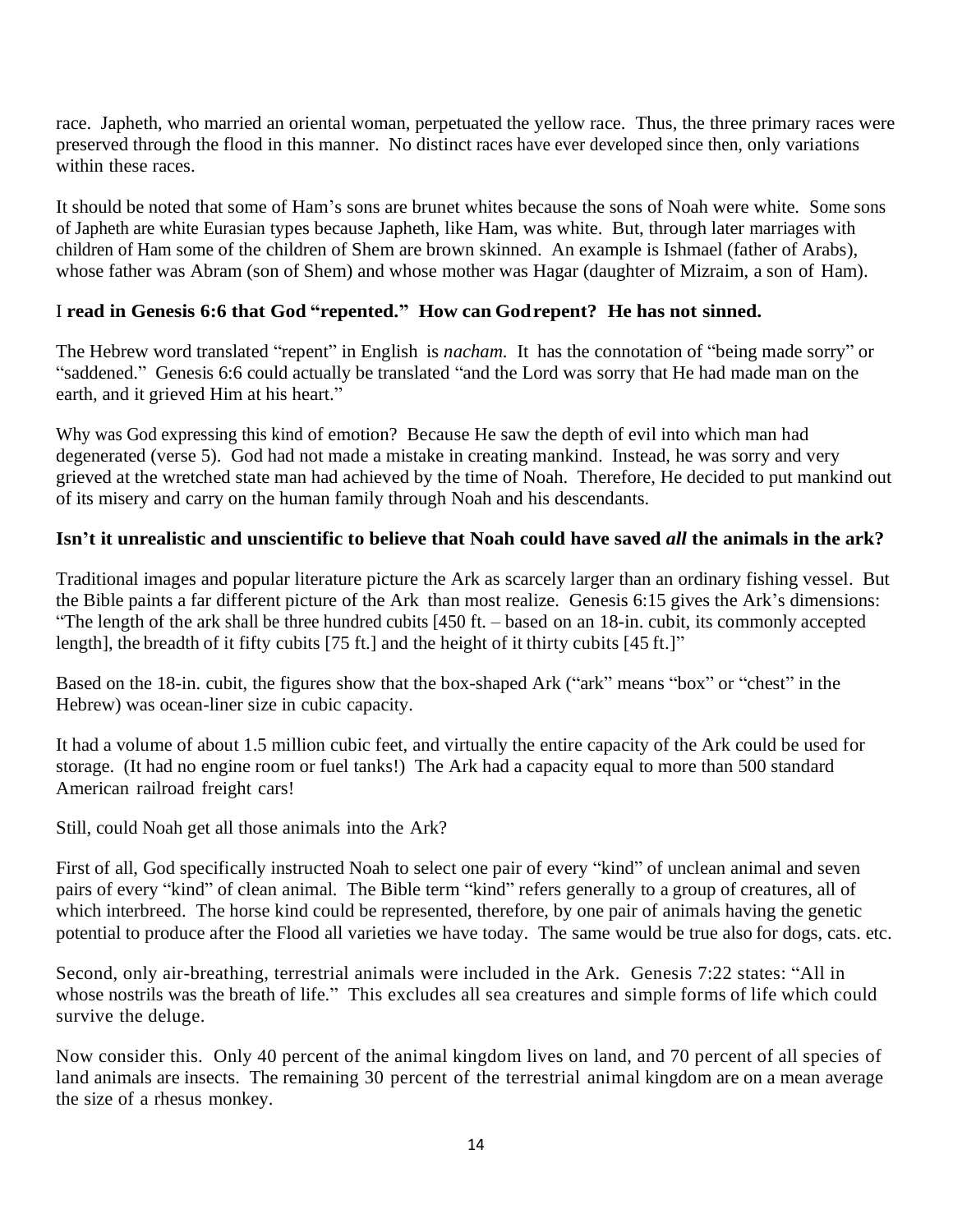race. Japheth, who married an oriental woman, perpetuated the yellow race. Thus, the three primary races were preserved through the flood in this manner. No distinct races have ever developed since then, only variations within these races.

It should be noted that some of Ham's sons are brunet whites because the sons of Noah were white. Some sons of Japheth are white Eurasian types because Japheth, like Ham, was white. But, through later marriages with children of Ham some of the children of Shem are brown skinned. An example is Ishmael (father of Arabs), whose father was Abram (son of Shem) and whose mother was Hagar (daughter of Mizraim, a son of Ham).

**I read in Genesis 6:6 that God "repented." How can God repent? He has not sinned.**

The Hebrew word translated "repent" in English is *nacham.* It has the connotation of "being made sorry" or "saddened." Genesis 6:6 could actually be translated "and the Lord was sorry that He had made man on the earth, and it grieved Him at his heart."

Why was God expressing this kind of emotion? Because He saw the depth of evil into which man had degenerated (verse 5). God had not made a mistake in creating mankind. Instead, he was sorry and very grieved at the wretched state man had achieved by the time of Noah. Therefore, He decided to put mankind out of its misery and carry on the human family through Noah and his descendants.

**Isn't it unrealistic and unscientific to believe that Noah could have saved *all* the animals in the ark?**

Traditional images and popular literature picture the Ark as scarcely larger than an ordinary fishing vessel. But the Bible paints a far different picture of the Ark than most realize. Genesis 6:15 gives the Ark's dimensions: "The length of the ark shall be three hundred cubits [450 ft. – based on an 18-in. cubit, its commonly accepted length], the breadth of it fifty cubits [75 ft.] and the height of it thirty cubits [45 ft.]"

Based on the 18-in. cubit, the figures show that the box-shaped Ark ("ark" means "box" or "chest" in the Hebrew) was ocean-liner size in cubic capacity.

It had a volume of about 1.5 million cubic feet, and virtually the entire capacity of the Ark could be used for storage. (It had no engine room or fuel tanks!) The Ark had a capacity equal to more than 500 standard American railroad freight cars!

Still, could Noah get all those animals into the Ark?

First of all, God specifically instructed Noah to select one pair of every "kind" of unclean animal and seven pairs of every "kind" of clean animal. The Bible term "kind" refers generally to a group of creatures, all of which interbreed. The horse kind could be represented, therefore, by one pair of animals having the genetic potential to produce after the Flood all varieties we have today. The same would be true also for dogs, cats. etc.

Second, only air-breathing, terrestrial animals were included in the Ark. Genesis 7:22 states: "All in whose nostrils was the breath of life." This excludes all sea creatures and simple forms of life which could survive the deluge.

Now consider this. Only 40 percent of the animal kingdom lives on land, and 70 percent of all species of land animals are insects. The remaining 30 percent of the terrestrial animal kingdom are on a mean average the size of a rhesus monkey.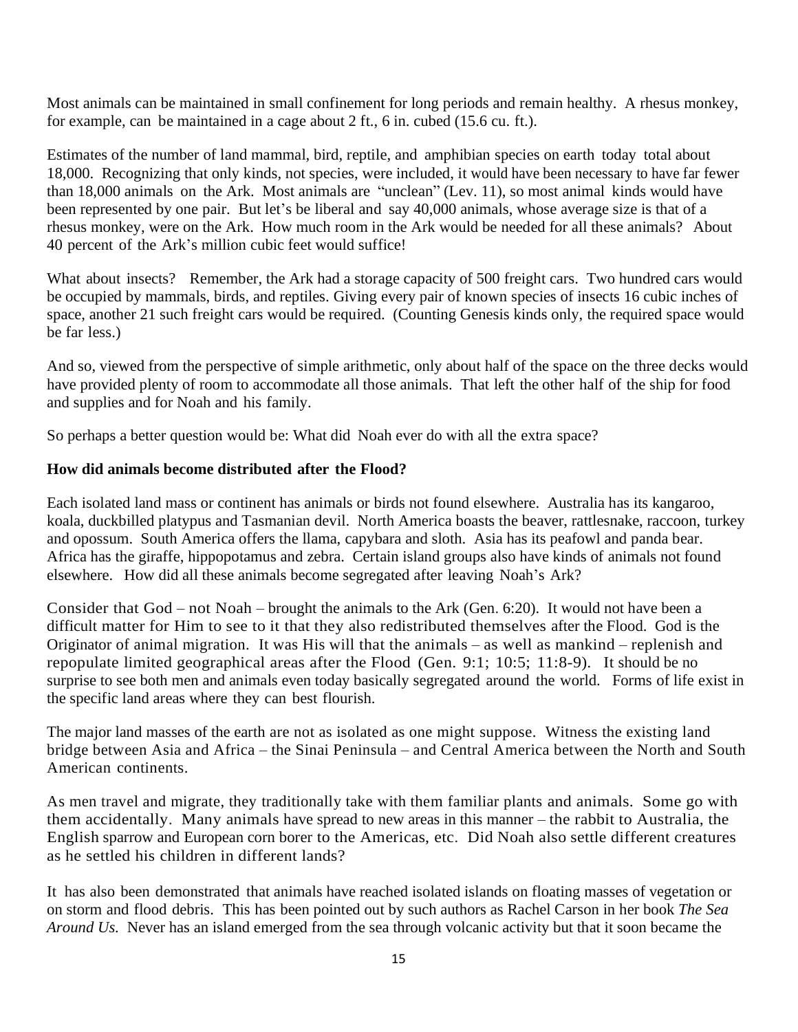Most animals can be maintained in small confinement for long periods and remain healthy. A rhesus monkey, for example, can be maintained in a cage about 2 ft., 6 in. cubed (15.6 cu. ft.).

Estimates of the number of land mammal, bird, reptile, and amphibian species on earth today total about 18,000. Recognizing that only kinds, not species, were included, it would have been necessary to have far fewer than 18,000 animals on the Ark. Most animals are "unclean" (Lev. 11), so most animal kinds would have been represented by one pair. But let's be liberal and say 40,000 animals, whose average size is that of a rhesus monkey, were on the Ark. How much room in the Ark would be needed for all these animals? About 40 percent of the Ark's million cubic feet would suffice!

What about insects? Remember, the Ark had a storage capacity of 500 freight cars. Two hundred cars would be occupied by mammals, birds, and reptiles. Giving every pair of known species of insects 16 cubic inches of space, another 21 such freight cars would be required. (Counting Genesis kinds only, the required space would be far less.)

And so, viewed from the perspective of simple arithmetic, only about half of the space on the three decks would have provided plenty of room to accommodate all those animals. That left the other half of the ship for food and supplies and for Noah and his family.

So perhaps a better question would be: What did Noah ever do with all the extra space?

**How did animals become distributed after the Flood?**

Each isolated land mass or continent has animals or birds not found elsewhere. Australia has its kangaroo, koala, duckbilled platypus and Tasmanian devil. North America boasts the beaver, rattlesnake, raccoon, turkey and opossum. South America offers the llama, capybara and sloth. Asia has its peafowl and panda bear. Africa has the giraffe, hippopotamus and zebra. Certain island groups also have kinds of animals not found elsewhere. How did all these animals become segregated after leaving Noah's Ark?

Consider that God – not Noah – brought the animals to the Ark (Gen. 6:20). It would not have been a difficult matter for Him to see to it that they also redistributed themselves after the Flood. God is the Originator of animal migration. It was His will that the animals – as well as mankind – replenish and repopulate limited geographical areas after the Flood (Gen. 9:1; 10:5; 11:8-9). It should be no surprise to see both men and animals even today basically segregated around the world. Forms of life exist in the specific land areas where they can best flourish.

The major land masses of the earth are not as isolated as one might suppose. Witness the existing land bridge between Asia and Africa – the Sinai Peninsula – and Central America between the North and South American continents.

As men travel and migrate, they traditionally take with them familiar plants and animals. Some go with them accidentally. Many animals have spread to new areas in this manner – the rabbit to Australia, the English sparrow and European corn borer to the Americas, etc. Did Noah also settle different creatures as he settled his children in different lands?

It has also been demonstrated that animals have reached isolated islands on floating masses of vegetation or on storm and flood debris. This has been pointed out by such authors as Rachel Carson in her book *The Sea Around Us.* Never has an island emerged from the sea through volcanic activity but that it soon became the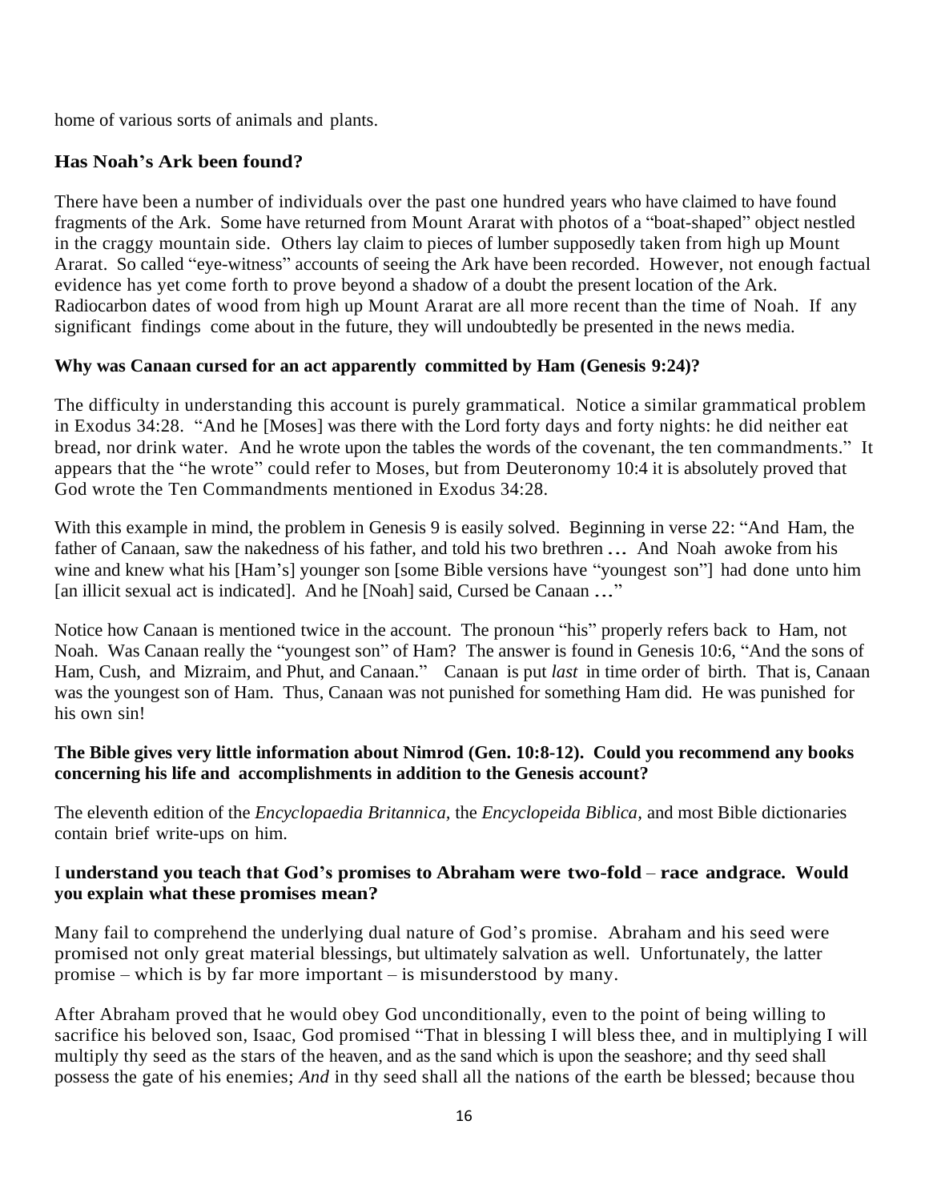home of various sorts of animals and plants.

### Has Noah's Ark been found?

There have been a number of individuals over the past one hundred years who have claimed to have found fragments of the Ark. Some have returned from Mount Ararat with photos of a "boat-shaped" object nestled in the craggy mountain side. Others lay claim to pieces of lumber supposedly taken from high up Mount Ararat. So called "eye-witness" accounts of seeing the Ark have been recorded. However, not enough factual evidence has yet come forth to prove beyond a shadow of a doubt the present location of the Ark. Radiocarbon dates of wood from high up Mount Ararat are all more recent than the time of Noah. If any significant findings come about in the future, they will undoubtedly be presented in the news media.

**Why was Canaan cursed for an act apparently committed by Ham (Genesis 9:24)?**

The difficulty in understanding this account is purely grammatical. Notice a similar grammatical problem in Exodus 34:28. "And he [Moses] was there with the Lord forty days and forty nights: he did neither eat bread, nor drink water. And he wrote upon the tables the words of the covenant, the ten commandments." It appears that the "he wrote" could refer to Moses, but from Deuteronomy 10:4 it is absolutely proved that God wrote the Ten Commandments mentioned in Exodus 34:28.

With this example in mind, the problem in Genesis 9 is easily solved. Beginning in verse 22: "And Ham, the father of Canaan, saw the nakedness of his father, and told his two brethren … And Noah awoke from his wine and knew what his [Ham's] younger son [some Bible versions have "youngest son"] had done unto him [an illicit sexual act is indicated]. And he [Noah] said, Cursed be Canaan …"

Notice how Canaan is mentioned twice in the account. The pronoun "his" properly refers back to Ham, not Noah. Was Canaan really the "youngest son" of Ham? The answer is found in Genesis 10:6, "And the sons of Ham, Cush, and Mizraim, and Phut, and Canaan." Canaan is put *last* in time order of birth. That is, Canaan was the youngest son of Ham. Thus, Canaan was not punished for something Ham did. He was punished for his own sin!

**The Bible gives very little information about Nimrod (Gen. 10:8-12). Could you recommend any books concerning his life and accomplishments in addition to the Genesis account?**

The eleventh edition of the *Encyclopaedia Britannica,* the *Encyclopeida Biblica,* and most Bible dictionaries contain brief write-ups on him.

I **understand you teach that God's promises to Abraham were two-fold – race andgrace. Would you explain what these promises mean?**

Many fail to comprehend the underlying dual nature of God's promise. Abraham and his seed were promised not only great material blessings, but ultimately salvation as well. Unfortunately, the latter promise – which is by far more important – is misunderstood by many.

After Abraham proved that he would obey God unconditionally, even to the point of being willing to sacrifice his beloved son, Isaac, God promised "That in blessing I will bless thee, and in multiplying I will multiply thy seed as the stars of the heaven, and as the sand which is upon the seashore; and thy seed shall possess the gate of his enemies; *And* in thy seed shall all the nations of the earth be blessed; because thou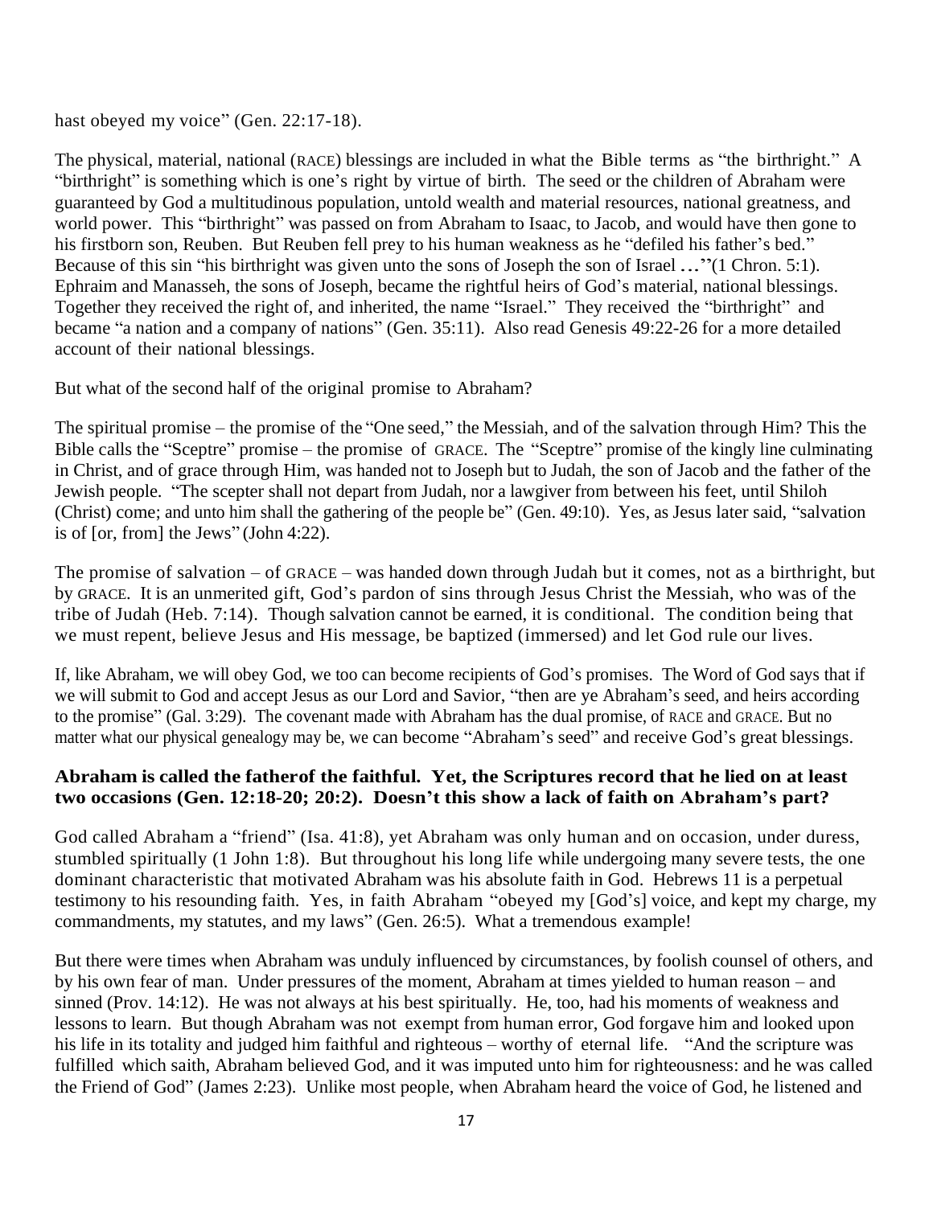hast obeyed my voice" (Gen. 22:17-18).

The physical, material, national (RACE) blessings are included in what the Bible terms as "the birthright." A "birthright" is something which is one's right by virtue of birth. The seed or the children of Abraham were guaranteed by God a multitudinous population, untold wealth and material resources, national greatness, and world power. This "birthright" was passed on from Abraham to Isaac, to Jacob, and would have then gone to his firstborn son, Reuben. But Reuben fell prey to his human weakness as he "defiled his father's bed." Because of this sin "his birthright was given unto the sons of Joseph the son of Israel …"(1 Chron. 5:1). Ephraim and Manasseh, the sons of Joseph, became the rightful heirs of God's material, national blessings. Together they received the right of, and inherited, the name "Israel." They received the "birthright" and became "a nation and a company of nations" (Gen. 35:11). Also read Genesis 49:22-26 for a more detailed account of their national blessings.

But what of the second half of the original promise to Abraham?

The spiritual promise – the promise of the "One seed," the Messiah, and of the salvation through Him? This the Bible calls the "Sceptre" promise – the promise of GRACE. The "Sceptre" promise of the kingly line culminating in Christ, and of grace through Him, was handed not to Joseph but to Judah, the son of Jacob and the father of the Jewish people. "The scepter shall not depart from Judah, nor a lawgiver from between his feet, until Shiloh (Christ) come; and unto him shall the gathering of the people be" (Gen. 49:10). Yes, as Jesus later said, "salvation is of [or, from] the Jews" (John 4:22).

The promise of salvation – of GRACE – was handed down through Judah but it comes, not as a birthright, but by GRACE. It is an unmerited gift, God's pardon of sins through Jesus Christ the Messiah, who was of the tribe of Judah (Heb. 7:14). Though salvation cannot be earned, it is conditional. The condition being that we must repent, believe Jesus and His message, be baptized (immersed) and let God rule our lives.

If, like Abraham, we will obey God, we too can become recipients of God's promises. The Word of God says that if we will submit to God and accept Jesus as our Lord and Savior, "then are ye Abraham's seed, and heirs according to the promise" (Gal. 3:29). The covenant made with Abraham has the dual promise, of RACE and GRACE. But no matter what our physical genealogy may be, we can become "Abraham's seed" and receive God's great blessings.

**Abraham is called the fatherof the faithful. Yet, the Scriptures record that he lied on at least two occasions (Gen. 12:18-20; 20:2). Doesn't this show a lack of faith on Abraham's part?**

God called Abraham a "friend" (Isa. 41:8), yet Abraham was only human and on occasion, under duress, stumbled spiritually (1 John 1:8). But throughout his long life while undergoing many severe tests, the one dominant characteristic that motivated Abraham was his absolute faith in God. Hebrews 11 is a perpetual testimony to his resounding faith. Yes, in faith Abraham "obeyed my [God's] voice, and kept my charge, my commandments, my statutes, and my laws" (Gen. 26:5). What a tremendous example!

But there were times when Abraham was unduly influenced by circumstances, by foolish counsel of others, and by his own fear of man. Under pressures of the moment, Abraham at times yielded to human reason – and sinned (Prov. 14:12). He was not always at his best spiritually. He, too, had his moments of weakness and lessons to learn. But though Abraham was not exempt from human error, God forgave him and looked upon his life in its totality and judged him faithful and righteous – worthy of eternal life. "And the scripture was fulfilled which saith, Abraham believed God, and it was imputed unto him for righteousness: and he was called the Friend of God" (James 2:23). Unlike most people, when Abraham heard the voice of God, he listened and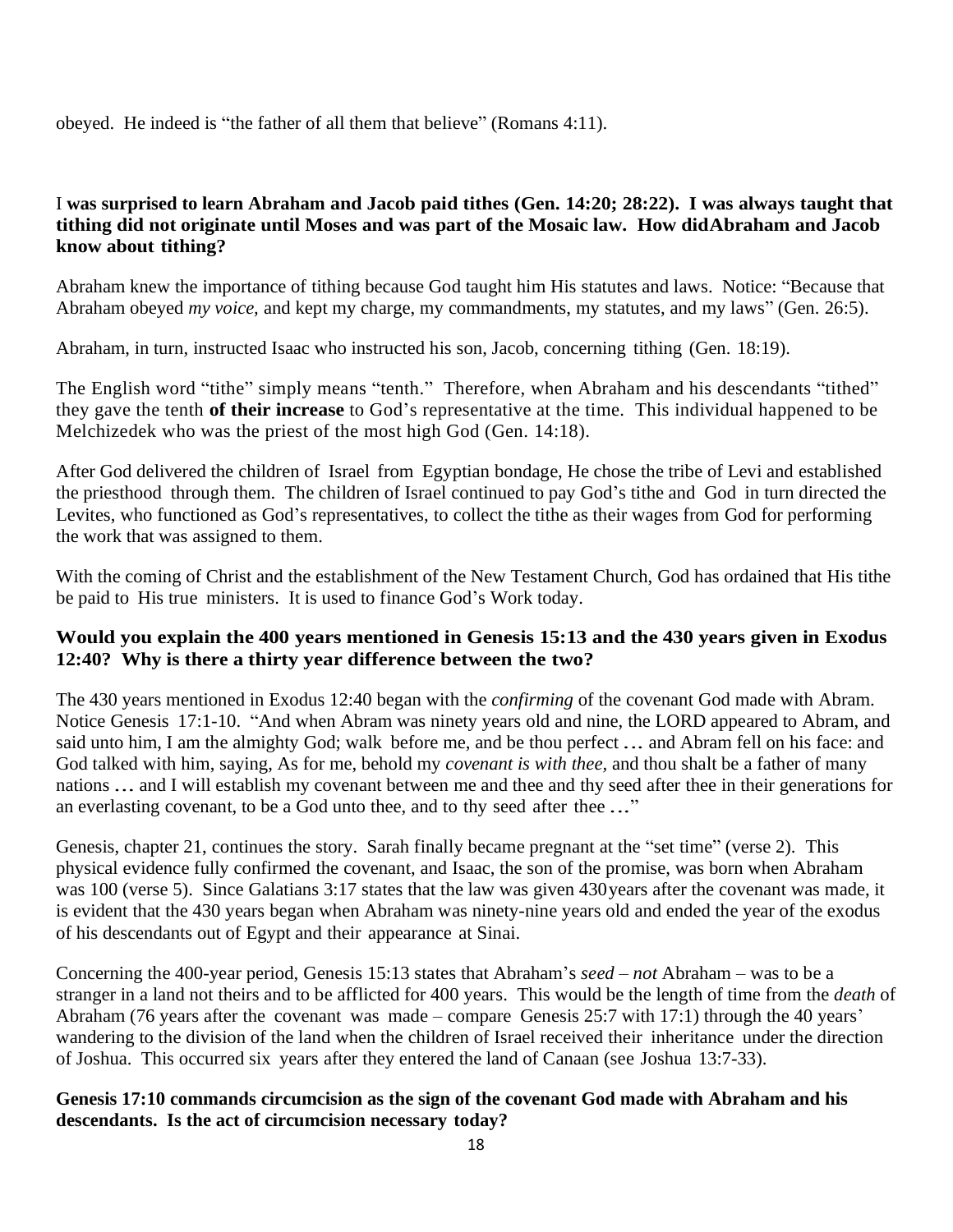obeyed. He indeed is "the father of all them that believe" (Romans 4:11).

**I was surprised to learn Abraham and Jacob paid tithes (Gen. 14:20; 28:22). I was always taught that tithing did not originate until Moses and was part of the Mosaic law. How didAbraham and Jacob know about tithing?**

Abraham knew the importance of tithing because God taught him His statutes and laws. Notice: "Because that Abraham obeyed *my voice,* and kept my charge, my commandments, my statutes, and my laws" (Gen. 26:5).

Abraham, in turn, instructed Isaac who instructed his son, Jacob, concerning tithing (Gen. 18:19).

The English word "tithe" simply means "tenth." Therefore, when Abraham and his descendants "tithed" they gave the tenth **of their increase** to God's representative at the time. This individual happened to be Melchizedek who was the priest of the most high God (Gen. 14:18).

After God delivered the children of Israel from Egyptian bondage, He chose the tribe of Levi and established the priesthood through them. The children of Israel continued to pay God's tithe and God in turn directed the Levites, who functioned as God's representatives, to collect the tithe as their wages from God for performing the work that was assigned to them.

With the coming of Christ and the establishment of the New Testament Church, God has ordained that His tithe be paid to His true ministers. It is used to finance God's Work today.

**Would you explain the 400 years mentioned in Genesis 15:13 and the 430 years given in Exodus 12:40? Why is there a thirty year difference between the two?**

The 430 years mentioned in Exodus 12:40 began with the *confirming* of the covenant God made with Abram. Notice Genesis 17:1-10. "And when Abram was ninety years old and nine, the LORD appeared to Abram, and said unto him, I am the almighty God; walk before me, and be thou perfect ... and Abram fell on his face: and God talked with him, saying, As for me, behold my *covenant is with thee,* and thou shalt be a father of many nations ... and I will establish my covenant between me and thee and thy seed after thee in their generations for an everlasting covenant, to be a God unto thee, and to thy seed after thee ..."

Genesis, chapter 21, continues the story. Sarah finally became pregnant at the "set time" (verse 2). This physical evidence fully confirmed the covenant, and Isaac, the son of the promise, was born when Abraham was 100 (verse 5). Since Galatians 3:17 states that the law was given 430years after the covenant was made, it is evident that the 430 years began when Abraham was ninety-nine years old and ended the year of the exodus of his descendants out of Egypt and their appearance at Sinai.

Concerning the 400-year period, Genesis 15:13 states that Abraham's *seed* – *not* Abraham – was to be a stranger in a land not theirs and to be afflicted for 400 years. This would be the length of time from the *death* of Abraham (76 years after the covenant was made – compare Genesis 25:7 with 17:1) through the 40 years' wandering to the division of the land when the children of Israel received their inheritance under the direction of Joshua. This occurred six years after they entered the land of Canaan (see Joshua 13:7-33).

**Genesis 17:10 commands circumcision as the sign of the covenant God made with Abraham and his descendants. Is the act of circumcision necessary today?**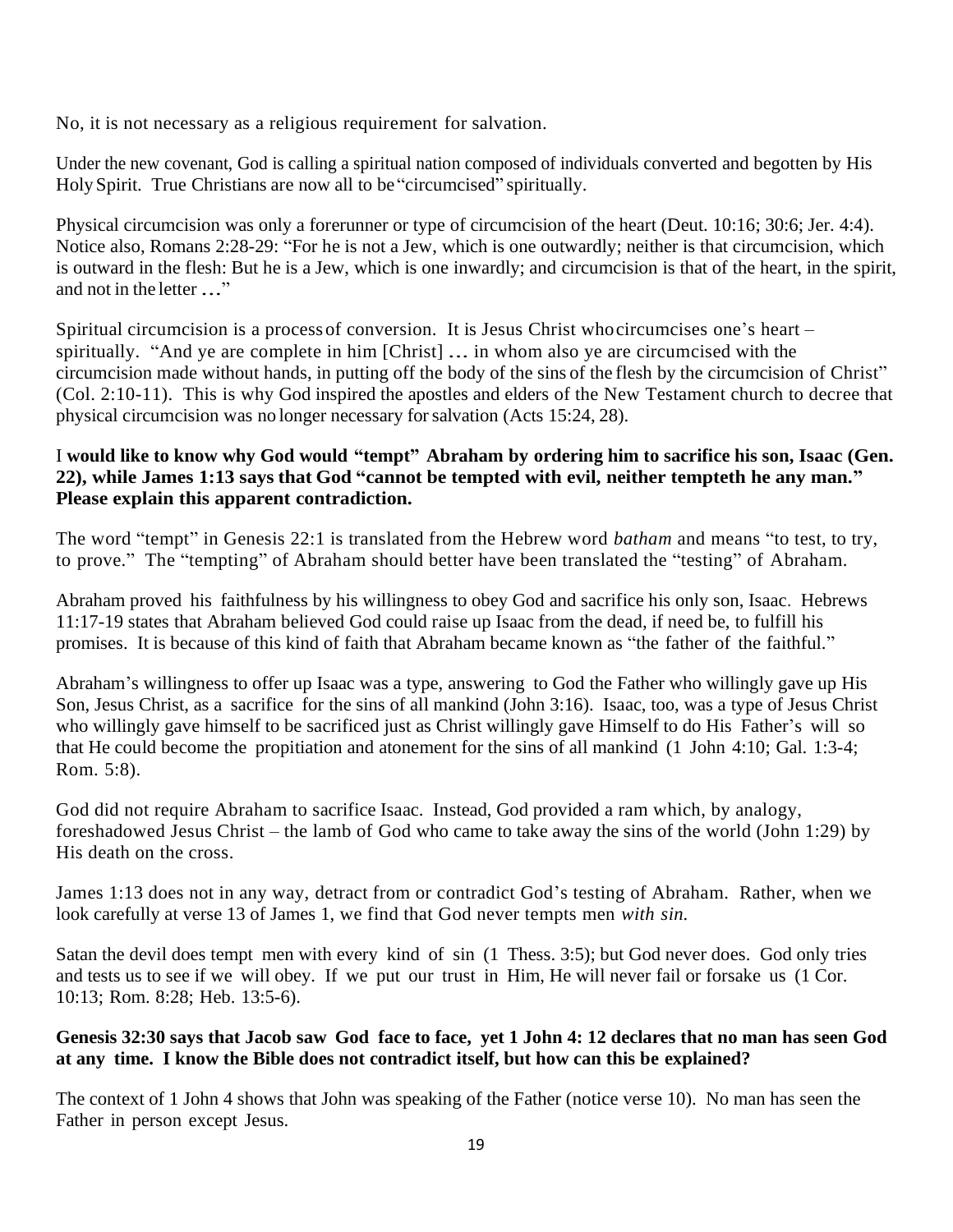No, it is not necessary as a religious requirement for salvation.

Under the new covenant, God is calling a spiritual nation composed of individuals converted and begotten by His Holy Spirit. True Christians are now all to be "circumcised" spiritually.

Physical circumcision was only a forerunner or type of circumcision of the heart (Deut. 10:16; 30:6; Jer. 4:4). Notice also, Romans 2:28-29: "For he is not a Jew, which is one outwardly; neither is that circumcision, which is outward in the flesh: But he is a Jew, which is one inwardly; and circumcision is that of the heart, in the spirit, and not in the letter …"

Spiritual circumcision is a process of conversion. It is Jesus Christ who circumcises one's heart – spiritually. "And ye are complete in him [Christ] … in whom also ye are circumcised with the circumcision made without hands, in putting off the body of the sins of the flesh by the circumcision of Christ" (Col. 2:10-11). This is why God inspired the apostles and elders of the New Testament church to decree that physical circumcision was no longer necessary for salvation (Acts 15:24, 28).

**I would like to know why God would "tempt" Abraham by ordering him to sacrifice his son, Isaac (Gen. 22), while James 1:13 says that God "cannot be tempted with evil, neither tempteth he any man." Please explain this apparent contradiction.**

The word "tempt" in Genesis 22:1 is translated from the Hebrew word *batham* and means "to test, to try, to prove." The "tempting" of Abraham should better have been translated the "testing" of Abraham.

Abraham proved his faithfulness by his willingness to obey God and sacrifice his only son, Isaac. Hebrews 11:17-19 states that Abraham believed God could raise up Isaac from the dead, if need be, to fulfill his promises. It is because of this kind of faith that Abraham became known as "the father of the faithful."

Abraham's willingness to offer up Isaac was a type, answering to God the Father who willingly gave up His Son, Jesus Christ, as a sacrifice for the sins of all mankind (John 3:16). Isaac, too, was a type of Jesus Christ who willingly gave himself to be sacrificed just as Christ willingly gave Himself to do His Father's will so that He could become the propitiation and atonement for the sins of all mankind (1 John 4:10; Gal. 1:3-4; Rom. 5:8).

God did not require Abraham to sacrifice Isaac. Instead, God provided a ram which, by analogy, foreshadowed Jesus Christ – the lamb of God who came to take away the sins of the world (John 1:29) by His death on the cross.

James 1:13 does not in any way, detract from or contradict God's testing of Abraham. Rather, when we look carefully at verse 13 of James 1, we find that God never tempts men *with sin.*

Satan the devil does tempt men with every kind of sin (1 Thess. 3:5); but God never does. God only tries and tests us to see if we will obey. If we put our trust in Him, He will never fail or forsake us (1 Cor. 10:13; Rom. 8:28; Heb. 13:5-6).

**Genesis 32:30 says that Jacob saw God face to face, yet 1 John 4: 12 declares that no man has seen God at any time. I know the Bible does not contradict itself, but how can this be explained?**

The context of 1 John 4 shows that John was speaking of the Father (notice verse 10). No man has seen the Father in person except Jesus.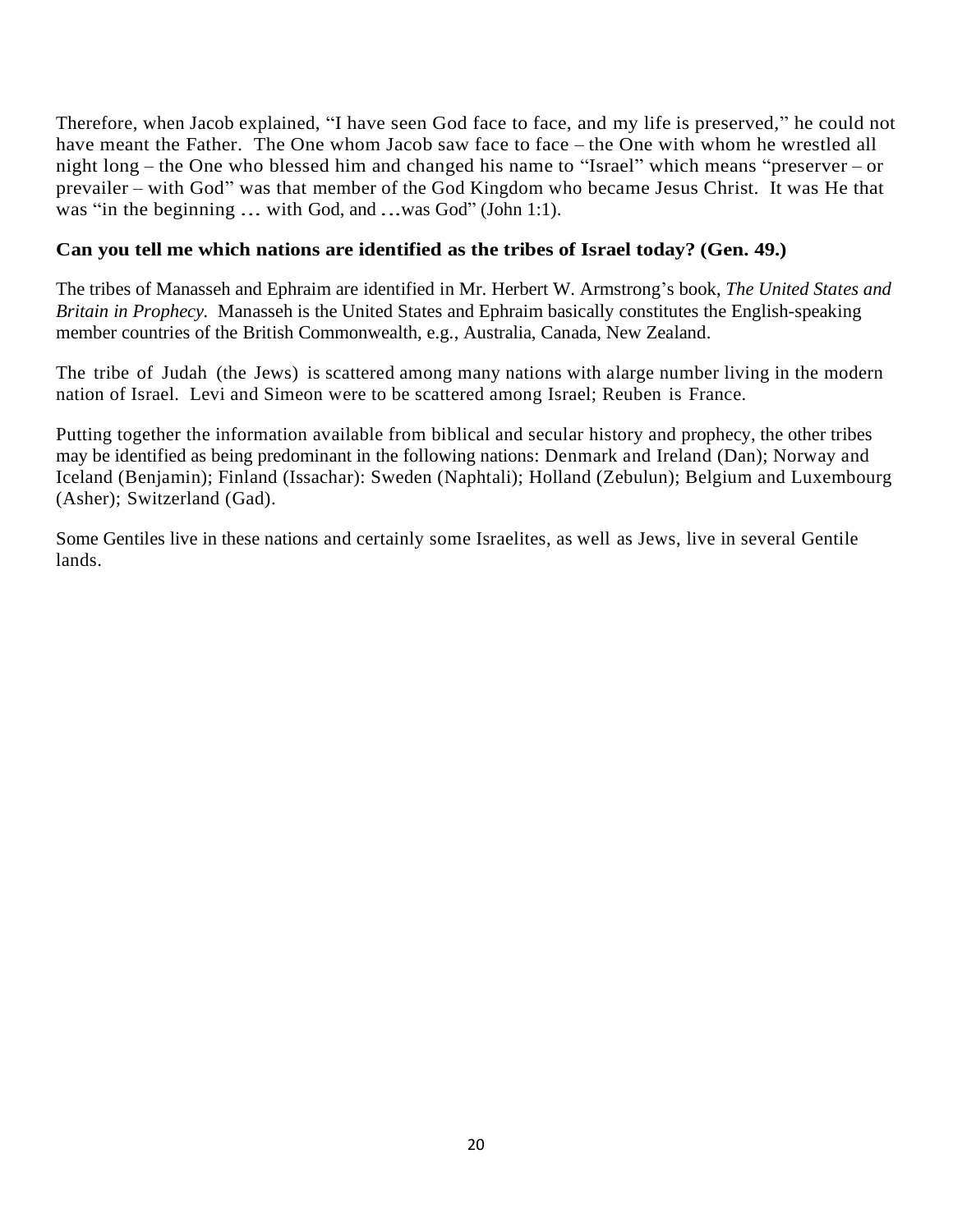Therefore, when Jacob explained, "I have seen God face to face, and my life is preserved," he could not have meant the Father. The One whom Jacob saw face to face – the One with whom he wrestled all night long – the One who blessed him and changed his name to "Israel" which means "preserver – or prevailer – with God" was that member of the God Kingdom who became Jesus Christ. It was He that was "in the beginning … with God, and …was God" (John 1:1).

**Can you tell me which nations are identified as the tribes of Israel today? (Gen. 49.)**

The tribes of Manasseh and Ephraim are identified in Mr. Herbert W. Armstrong's book, *The United States and Britain in Prophecy.* Manasseh is the United States and Ephraim basically constitutes the English-speaking member countries of the British Commonwealth, e.g., Australia, Canada, New Zealand.

The tribe of Judah (the Jews) is scattered among many nations with alarge number living in the modern nation of Israel. Levi and Simeon were to be scattered among Israel; Reuben is France.

Putting together the information available from biblical and secular history and prophecy, the other tribes may be identified as being predominant in the following nations: Denmark and Ireland (Dan); Norway and Iceland (Benjamin); Finland (Issachar): Sweden (Naphtali); Holland (Zebulun); Belgium and Luxembourg (Asher); Switzerland (Gad).

Some Gentiles live in these nations and certainly some Israelites, as well as Jews, live in several Gentile lands.